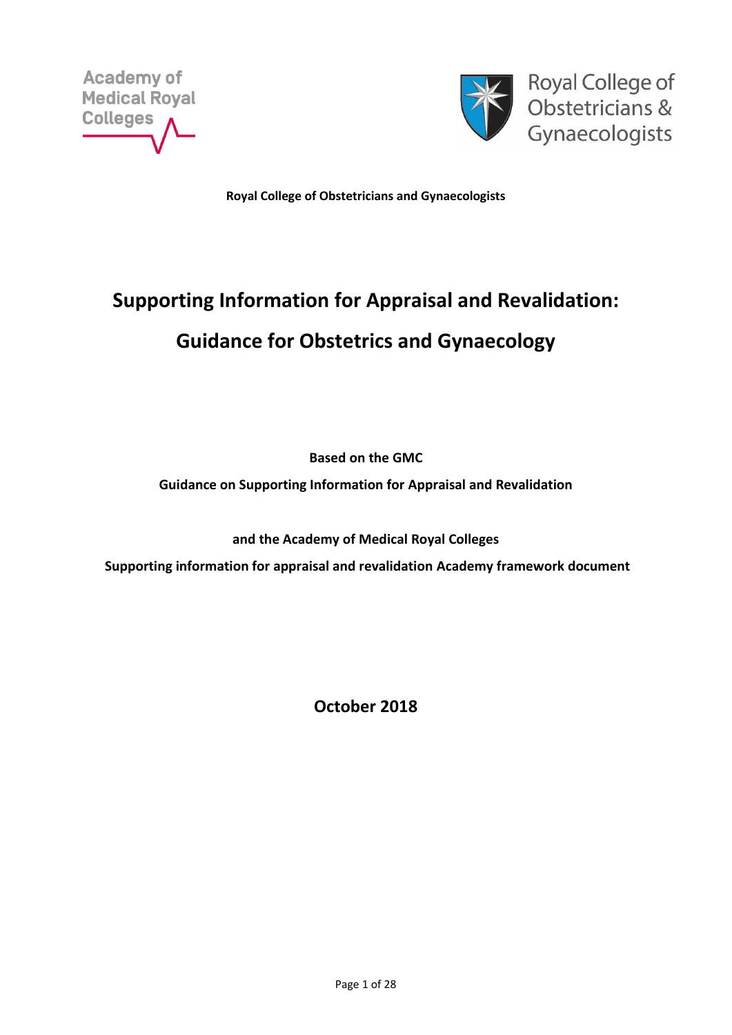Academy of Medical Royal Colleges

Royal College of Obstetricians & Gynaecologists

**Royal College of Obstetricians and Gynaecologists**

# Supporting Information for Appraisal and Revalidation:

# Guidance for Obstetrics and Gynaecology

**Based on the GMC**

**Guidance on Supporting Information for Appraisal and Revalidation**

**and the Academy of Medical Royal Colleges**

**Supporting information for appraisal and revalidation Academy framework document**

**October 2018**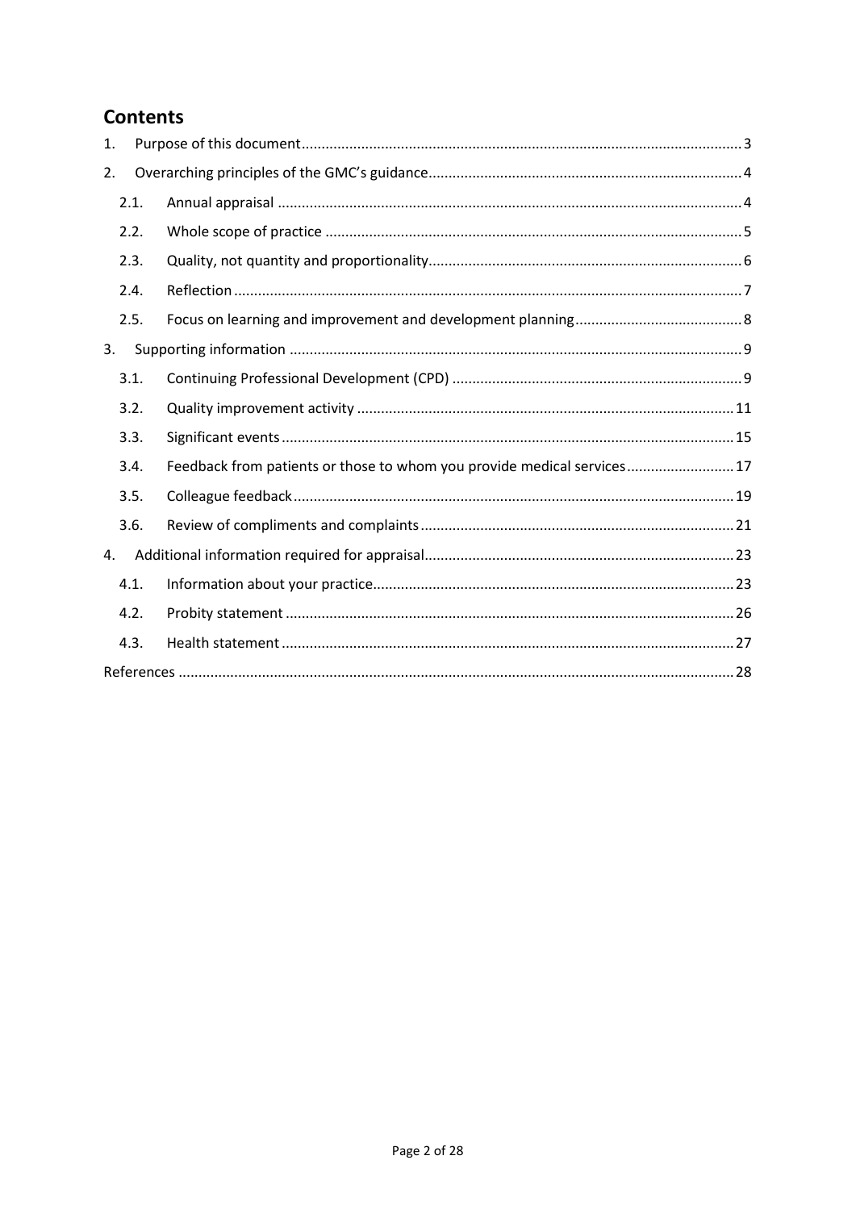## Contents

1. Purpose of this document ... 3
2. Overarching principles of the GMC's guidance ... 4
   - 2.1. Annual appraisal ... 4
   - 2.2. Whole scope of practice ... 5
   - 2.3. Quality, not quantity and proportionality ... 6
   - 2.4. Reflection ... 7
   - 2.5. Focus on learning and improvement and development planning ... 8
3. Supporting information ... 9
   - 3.1. Continuing Professional Development (CPD) ... 9
   - 3.2. Quality improvement activity ... 11
   - 3.3. Significant events ... 15
   - 3.4. Feedback from patients or those to whom you provide medical services ... 17
   - 3.5. Colleague feedback ... 19
   - 3.6. Review of compliments and complaints ... 21
4. Additional information required for appraisal ... 23
   - 4.1. Information about your practice ... 23
   - 4.2. Probity statement ... 26
   - 4.3. Health statement ... 27

References ... 28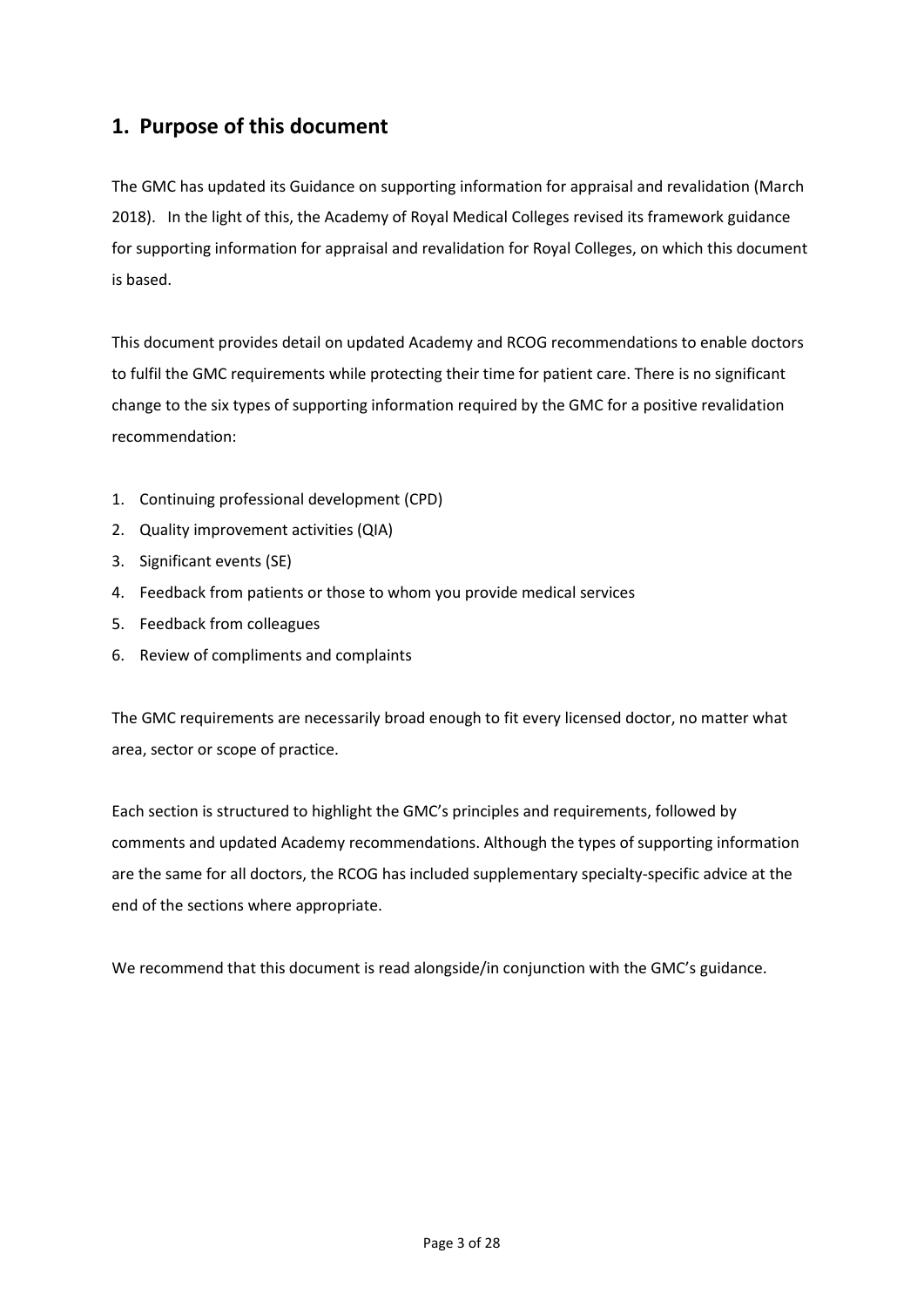## 1. Purpose of this document

The GMC has updated its Guidance on supporting information for appraisal and revalidation (March 2018). In the light of this, the Academy of Royal Medical Colleges revised its framework guidance for supporting information for appraisal and revalidation for Royal Colleges, on which this document is based.

This document provides detail on updated Academy and RCOG recommendations to enable doctors to fulfil the GMC requirements while protecting their time for patient care. There is no significant change to the six types of supporting information required by the GMC for a positive revalidation recommendation:

1. Continuing professional development (CPD)
2. Quality improvement activities (QIA)
3. Significant events (SE)
4. Feedback from patients or those to whom you provide medical services
5. Feedback from colleagues
6. Review of compliments and complaints

The GMC requirements are necessarily broad enough to fit every licensed doctor, no matter what area, sector or scope of practice.

Each section is structured to highlight the GMC's principles and requirements, followed by comments and updated Academy recommendations. Although the types of supporting information are the same for all doctors, the RCOG has included supplementary specialty-specific advice at the end of the sections where appropriate.

We recommend that this document is read alongside/in conjunction with the GMC's guidance.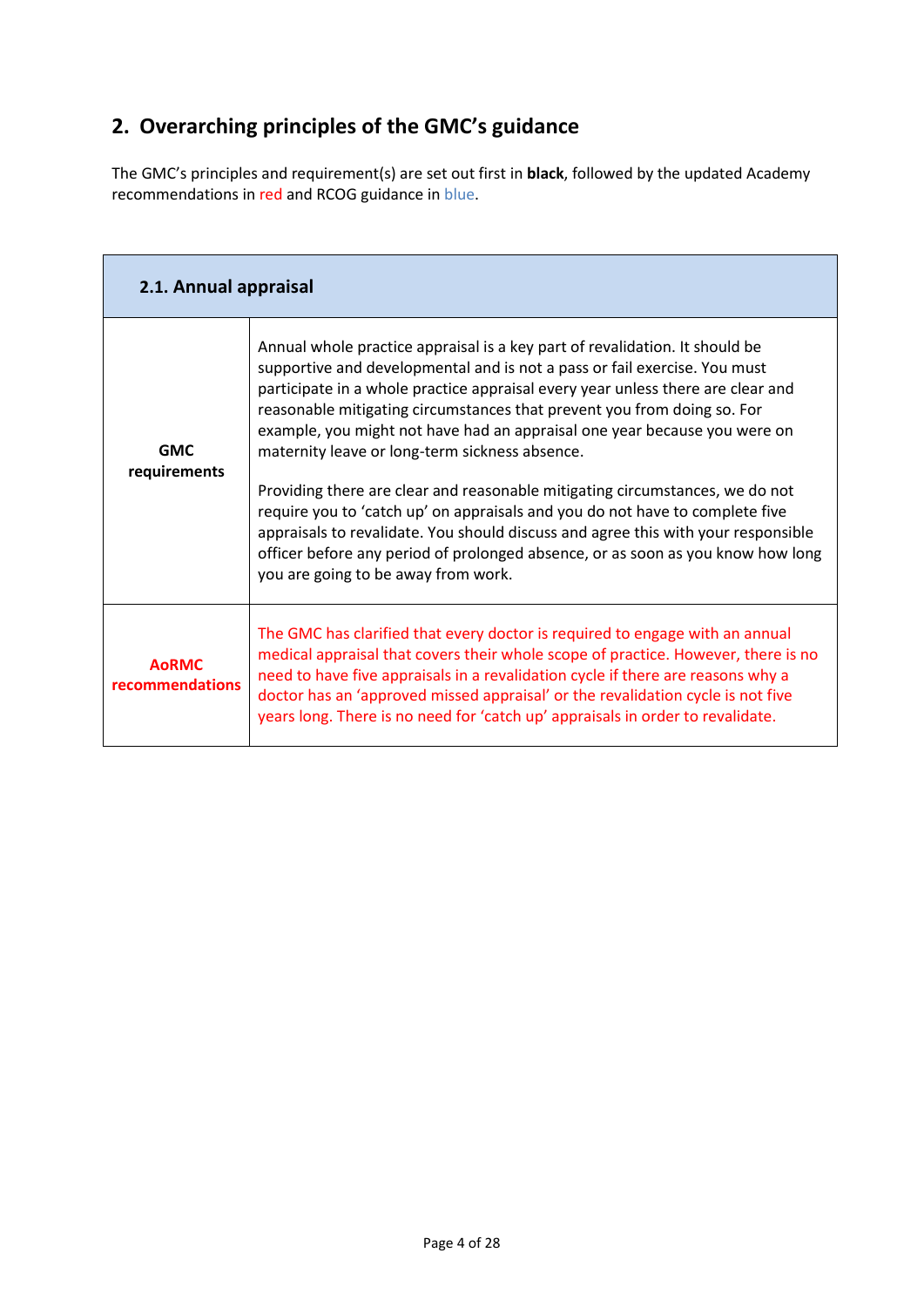## 2. Overarching principles of the GMC's guidance

The GMC's principles and requirement(s) are set out first in **black**, followed by the updated Academy recommendations in red and RCOG guidance in blue.

| 2.1. Annual appraisal | |
|---|---|
| **GMC requirements** | Annual whole practice appraisal is a key part of revalidation. It should be supportive and developmental and is not a pass or fail exercise. You must participate in a whole practice appraisal every year unless there are clear and reasonable mitigating circumstances that prevent you from doing so. For example, you might not have had an appraisal one year because you were on maternity leave or long-term sickness absence.<br><br>Providing there are clear and reasonable mitigating circumstances, we do not require you to 'catch up' on appraisals and you do not have to complete five appraisals to revalidate. You should discuss and agree this with your responsible officer before any period of prolonged absence, or as soon as you know how long you are going to be away from work. |
| **AoRMC recommendations** | The GMC has clarified that every doctor is required to engage with an annual medical appraisal that covers their whole scope of practice. However, there is no need to have five appraisals in a revalidation cycle if there are reasons why a doctor has an 'approved missed appraisal' or the revalidation cycle is not five years long. There is no need for 'catch up' appraisals in order to revalidate. |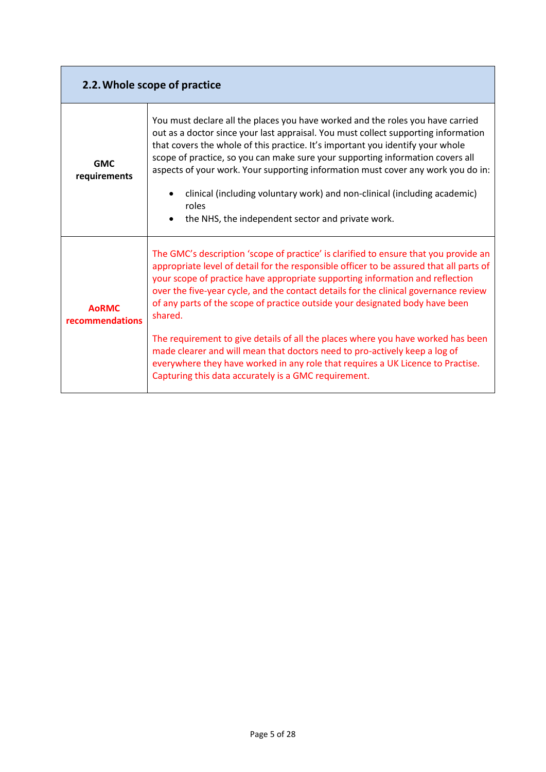| 2.2. Whole scope of practice | |
|---|---|
| **GMC requirements** | You must declare all the places you have worked and the roles you have carried out as a doctor since your last appraisal. You must collect supporting information that covers the whole of this practice. It's important you identify your whole scope of practice, so you can make sure your supporting information covers all aspects of your work. Your supporting information must cover any work you do in:<br>• clinical (including voluntary work) and non-clinical (including academic) roles<br>• the NHS, the independent sector and private work. |
| **AoRMC recommendations** | The GMC's description 'scope of practice' is clarified to ensure that you provide an appropriate level of detail for the responsible officer to be assured that all parts of your scope of practice have appropriate supporting information and reflection over the five-year cycle, and the contact details for the clinical governance review of any parts of the scope of practice outside your designated body have been shared.<br><br>The requirement to give details of all the places where you have worked has been made clearer and will mean that doctors need to pro-actively keep a log of everywhere they have worked in any role that requires a UK Licence to Practise. Capturing this data accurately is a GMC requirement. |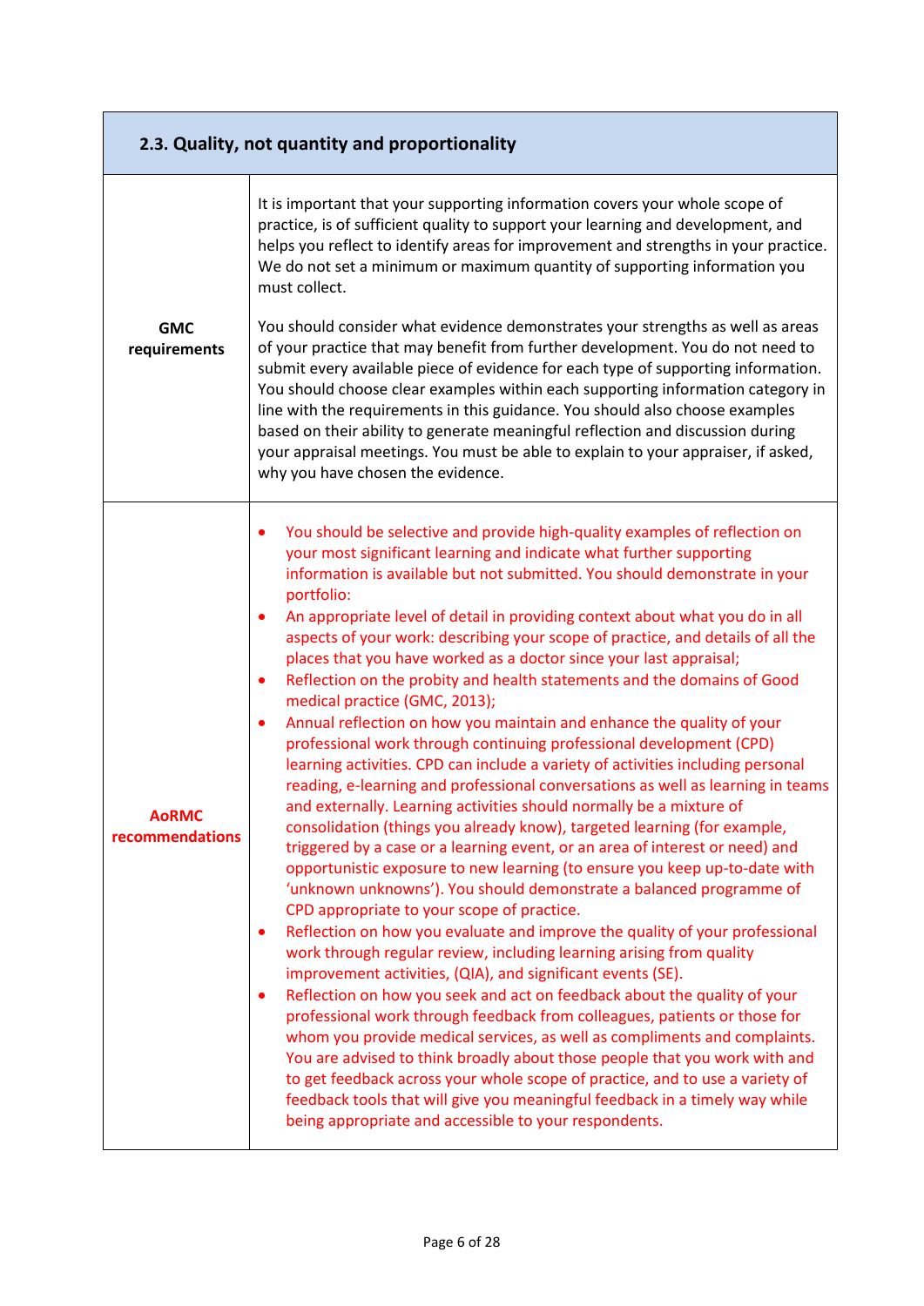| 2.3. Quality, not quantity and proportionality | |
|---|---|
| **GMC requirements** | It is important that your supporting information covers your whole scope of practice, is of sufficient quality to support your learning and development, and helps you reflect to identify areas for improvement and strengths in your practice. We do not set a minimum or maximum quantity of supporting information you must collect.<br><br>You should consider what evidence demonstrates your strengths as well as areas of your practice that may benefit from further development. You do not need to submit every available piece of evidence for each type of supporting information. You should choose clear examples within each supporting information category in line with the requirements in this guidance. You should also choose examples based on their ability to generate meaningful reflection and discussion during your appraisal meetings. You must be able to explain to your appraiser, if asked, why you have chosen the evidence. |
| **AoRMC recommendations** | • You should be selective and provide high-quality examples of reflection on your most significant learning and indicate what further supporting information is available but not submitted. You should demonstrate in your portfolio:<br>• An appropriate level of detail in providing context about what you do in all aspects of your work: describing your scope of practice, and details of all the places that you have worked as a doctor since your last appraisal;<br>• Reflection on the probity and health statements and the domains of Good medical practice (GMC, 2013);<br>• Annual reflection on how you maintain and enhance the quality of your professional work through continuing professional development (CPD) learning activities. CPD can include a variety of activities including personal reading, e-learning and professional conversations as well as learning in teams and externally. Learning activities should normally be a mixture of consolidation (things you already know), targeted learning (for example, triggered by a case or a learning event, or an area of interest or need) and opportunistic exposure to new learning (to ensure you keep up-to-date with 'unknown unknowns'). You should demonstrate a balanced programme of CPD appropriate to your scope of practice.<br>• Reflection on how you evaluate and improve the quality of your professional work through regular review, including learning arising from quality improvement activities, (QIA), and significant events (SE).<br>• Reflection on how you seek and act on feedback about the quality of your professional work through feedback from colleagues, patients or those for whom you provide medical services, as well as compliments and complaints. You are advised to think broadly about those people that you work with and to get feedback across your whole scope of practice, and to use a variety of feedback tools that will give you meaningful feedback in a timely way while being appropriate and accessible to your respondents. |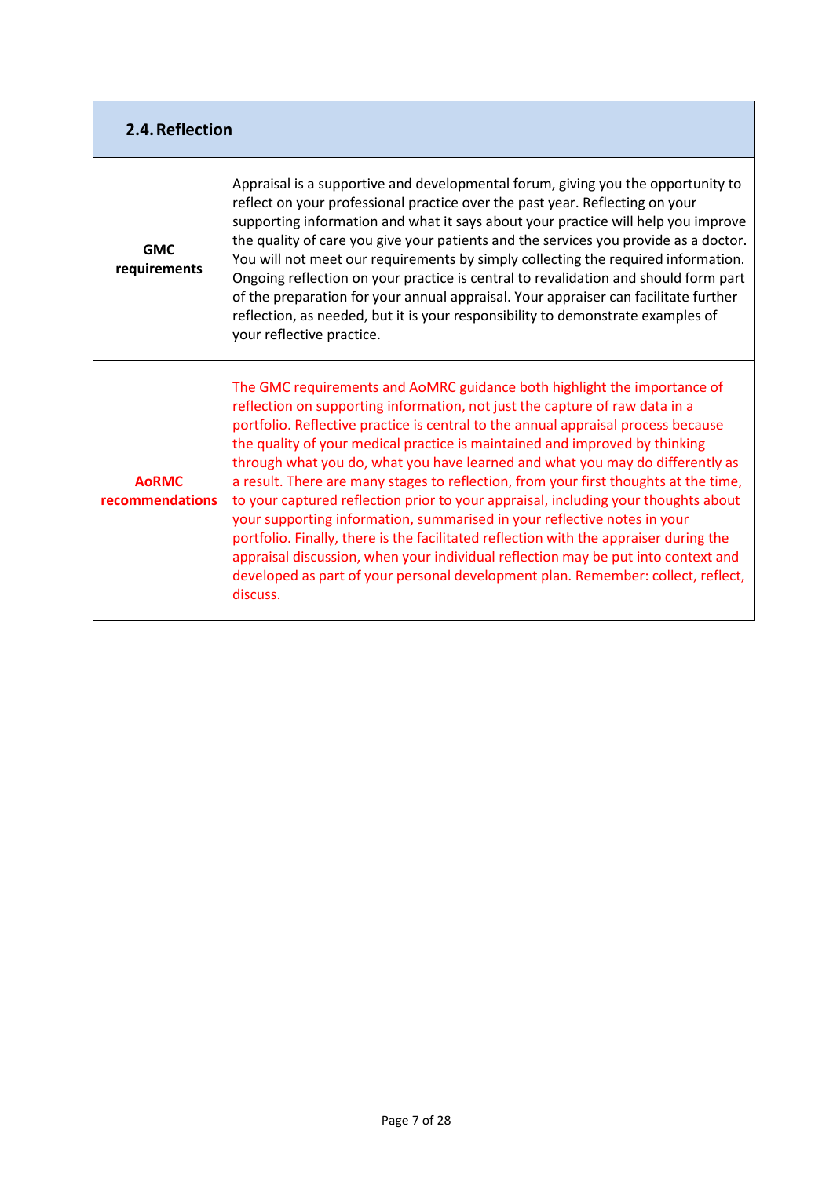| 2.4. Reflection | |
|---|---|
| **GMC requirements** | Appraisal is a supportive and developmental forum, giving you the opportunity to reflect on your professional practice over the past year. Reflecting on your supporting information and what it says about your practice will help you improve the quality of care you give your patients and the services you provide as a doctor. You will not meet our requirements by simply collecting the required information. Ongoing reflection on your practice is central to revalidation and should form part of the preparation for your annual appraisal. Your appraiser can facilitate further reflection, as needed, but it is your responsibility to demonstrate examples of your reflective practice. |
| **AoRMC recommendations** | The GMC requirements and AoMRC guidance both highlight the importance of reflection on supporting information, not just the capture of raw data in a portfolio. Reflective practice is central to the annual appraisal process because the quality of your medical practice is maintained and improved by thinking through what you do, what you have learned and what you may do differently as a result. There are many stages to reflection, from your first thoughts at the time, to your captured reflection prior to your appraisal, including your thoughts about your supporting information, summarised in your reflective notes in your portfolio. Finally, there is the facilitated reflection with the appraiser during the appraisal discussion, when your individual reflection may be put into context and developed as part of your personal development plan. Remember: collect, reflect, discuss. |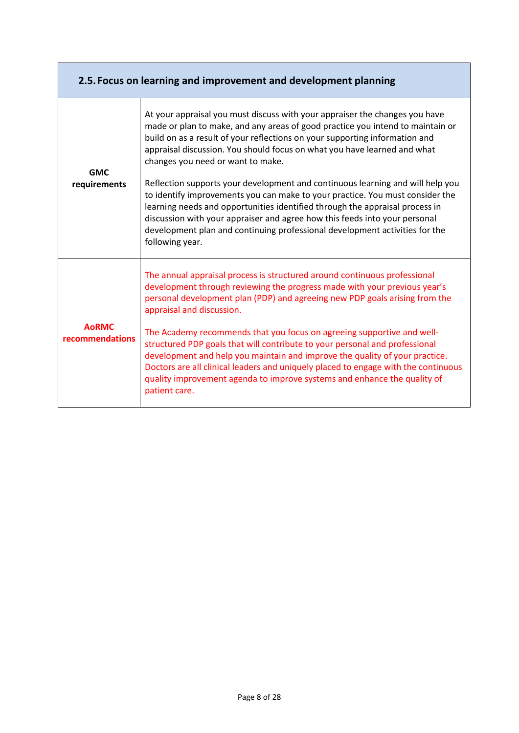| 2.5. Focus on learning and improvement and development planning | |
|---|---|
| **GMC requirements** | At your appraisal you must discuss with your appraiser the changes you have made or plan to make, and any areas of good practice you intend to maintain or build on as a result of your reflections on your supporting information and appraisal discussion. You should focus on what you have learned and what changes you need or want to make.<br><br>Reflection supports your development and continuous learning and will help you to identify improvements you can make to your practice. You must consider the learning needs and opportunities identified through the appraisal process in discussion with your appraiser and agree how this feeds into your personal development plan and continuing professional development activities for the following year. |
| **AoRMC recommendations** | The annual appraisal process is structured around continuous professional development through reviewing the progress made with your previous year's personal development plan (PDP) and agreeing new PDP goals arising from the appraisal and discussion.<br><br>The Academy recommends that you focus on agreeing supportive and well-structured PDP goals that will contribute to your personal and professional development and help you maintain and improve the quality of your practice. Doctors are all clinical leaders and uniquely placed to engage with the continuous quality improvement agenda to improve systems and enhance the quality of patient care. |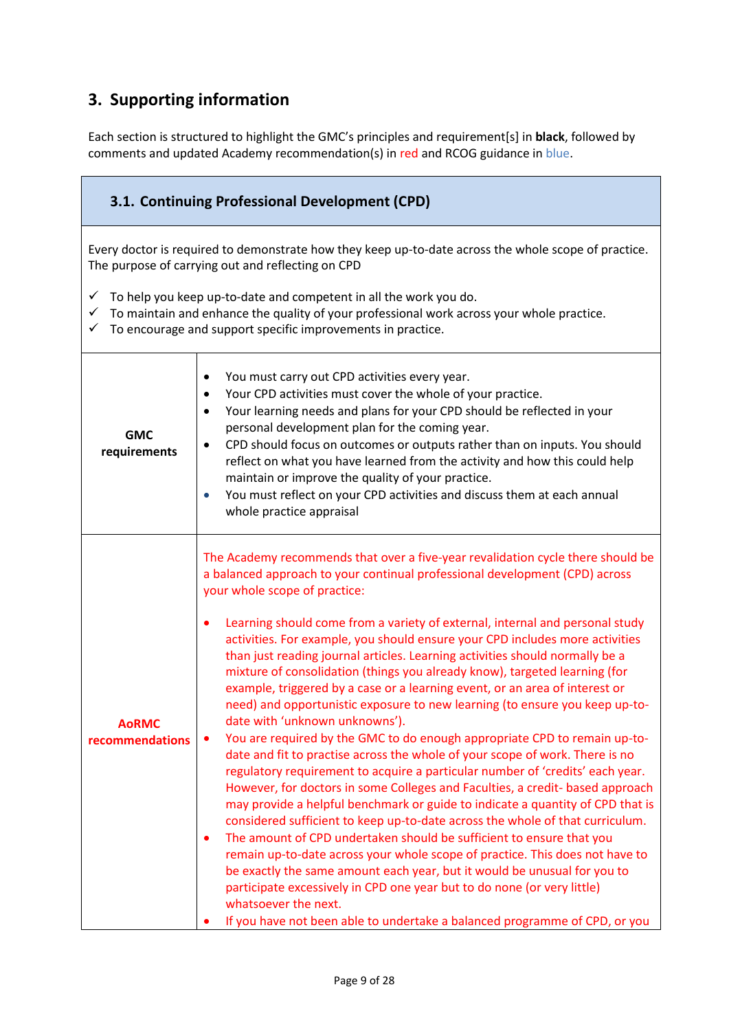## 3. Supporting information

Each section is structured to highlight the GMC's principles and requirement[s] in **black**, followed by comments and updated Academy recommendation(s) in red and RCOG guidance in blue.

### 3.1. Continuing Professional Development (CPD)

Every doctor is required to demonstrate how they keep up-to-date across the whole scope of practice. The purpose of carrying out and reflecting on CPD

- ✓ To help you keep up-to-date and competent in all the work you do.
- ✓ To maintain and enhance the quality of your professional work across your whole practice.
- ✓ To encourage and support specific improvements in practice.

| | |
|---|---|
| **GMC requirements** | • You must carry out CPD activities every year.<br>• Your CPD activities must cover the whole of your practice.<br>• Your learning needs and plans for your CPD should be reflected in your personal development plan for the coming year.<br>• CPD should focus on outcomes or outputs rather than on inputs. You should reflect on what you have learned from the activity and how this could help maintain or improve the quality of your practice.<br>• You must reflect on your CPD activities and discuss them at each annual whole practice appraisal |
| **AoRMC recommendations** | The Academy recommends that over a five-year revalidation cycle there should be a balanced approach to your continual professional development (CPD) across your whole scope of practice:<br><br>• Learning should come from a variety of external, internal and personal study activities. For example, you should ensure your CPD includes more activities than just reading journal articles. Learning activities should normally be a mixture of consolidation (things you already know), targeted learning (for example, triggered by a case or a learning event, or an area of interest or need) and opportunistic exposure to new learning (to ensure you keep up-to-date with 'unknown unknowns').<br>• You are required by the GMC to do enough appropriate CPD to remain up-to-date and fit to practise across the whole of your scope of work. There is no regulatory requirement to acquire a particular number of 'credits' each year. However, for doctors in some Colleges and Faculties, a credit- based approach may provide a helpful benchmark or guide to indicate a quantity of CPD that is considered sufficient to keep up-to-date across the whole of that curriculum.<br>• The amount of CPD undertaken should be sufficient to ensure that you remain up-to-date across your whole scope of practice. This does not have to be exactly the same amount each year, but it would be unusual for you to participate excessively in CPD one year but to do none (or very little) whatsoever the next.<br>• If you have not been able to undertake a balanced programme of CPD, or you |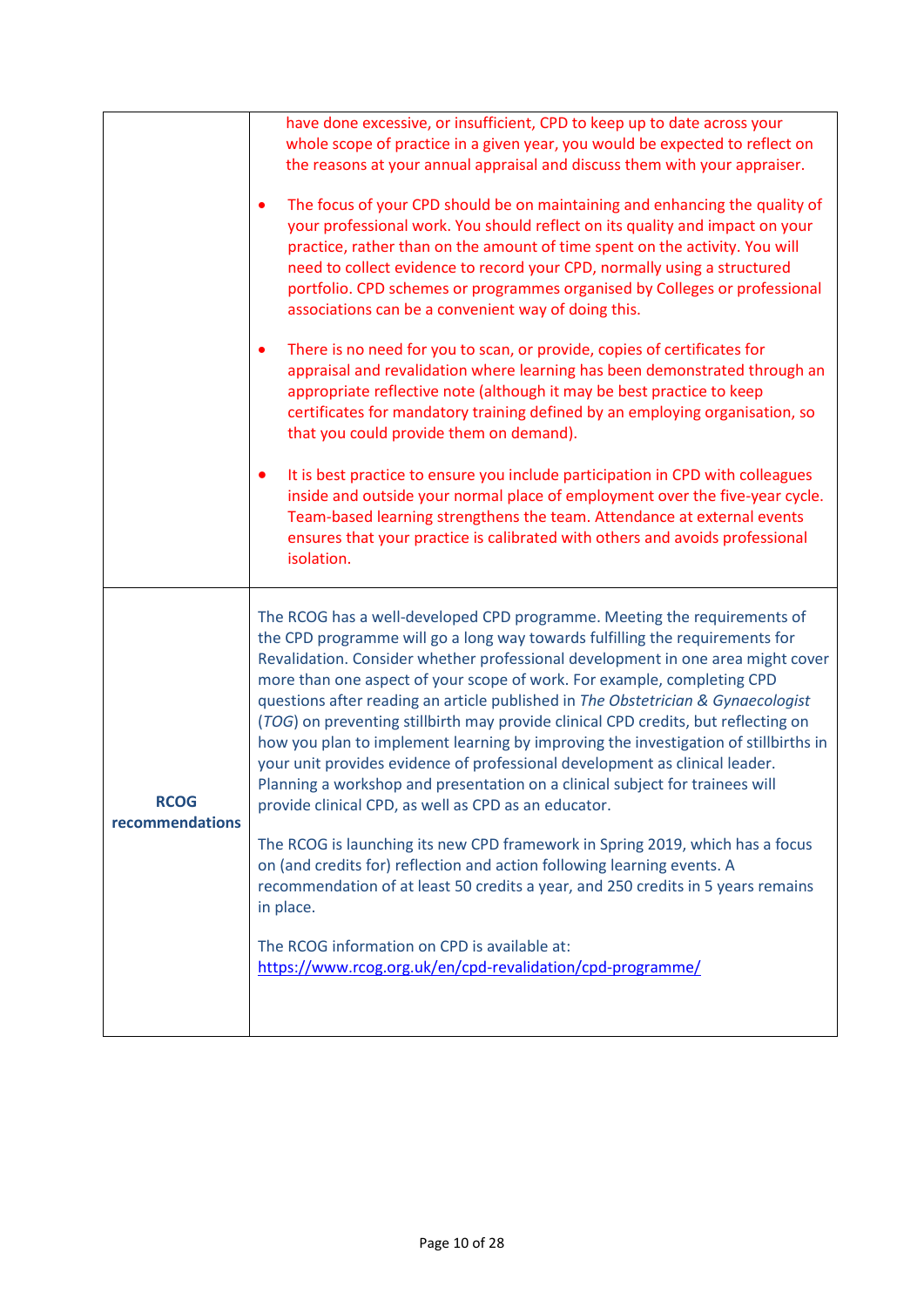| | |
|---|---|
| | have done excessive, or insufficient, CPD to keep up to date across your whole scope of practice in a given year, you would be expected to reflect on the reasons at your annual appraisal and discuss them with your appraiser.<br><br>• The focus of your CPD should be on maintaining and enhancing the quality of your professional work. You should reflect on its quality and impact on your practice, rather than on the amount of time spent on the activity. You will need to collect evidence to record your CPD, normally using a structured portfolio. CPD schemes or programmes organised by Colleges or professional associations can be a convenient way of doing this.<br><br>• There is no need for you to scan, or provide, copies of certificates for appraisal and revalidation where learning has been demonstrated through an appropriate reflective note (although it may be best practice to keep certificates for mandatory training defined by an employing organisation, so that you could provide them on demand).<br><br>• It is best practice to ensure you include participation in CPD with colleagues inside and outside your normal place of employment over the five-year cycle. Team-based learning strengthens the team. Attendance at external events ensures that your practice is calibrated with others and avoids professional isolation. |
| **RCOG recommendations** | The RCOG has a well-developed CPD programme. Meeting the requirements of the CPD programme will go a long way towards fulfilling the requirements for Revalidation. Consider whether professional development in one area might cover more than one aspect of your scope of work. For example, completing CPD questions after reading an article published in *The Obstetrician & Gynaecologist* (*TOG*) on preventing stillbirth may provide clinical CPD credits, but reflecting on how you plan to implement learning by improving the investigation of stillbirths in your unit provides evidence of professional development as clinical leader. Planning a workshop and presentation on a clinical subject for trainees will provide clinical CPD, as well as CPD as an educator.<br><br>The RCOG is launching its new CPD framework in Spring 2019, which has a focus on (and credits for) reflection and action following learning events. A recommendation of at least 50 credits a year, and 250 credits in 5 years remains in place.<br><br>The RCOG information on CPD is available at: https://www.rcog.org.uk/en/cpd-revalidation/cpd-programme/ |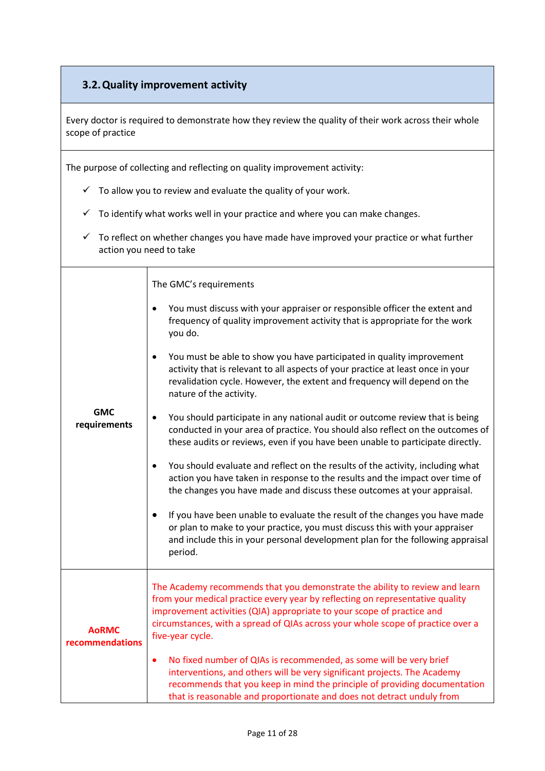### 3.2. Quality improvement activity

Every doctor is required to demonstrate how they review the quality of their work across their whole scope of practice

The purpose of collecting and reflecting on quality improvement activity:

- ✓ To allow you to review and evaluate the quality of your work.
- ✓ To identify what works well in your practice and where you can make changes.
- ✓ To reflect on whether changes you have made have improved your practice or what further action you need to take

| | |
|---|---|
| **GMC requirements** | The GMC's requirements<br><br>• You must discuss with your appraiser or responsible officer the extent and frequency of quality improvement activity that is appropriate for the work you do.<br><br>• You must be able to show you have participated in quality improvement activity that is relevant to all aspects of your practice at least once in your revalidation cycle. However, the extent and frequency will depend on the nature of the activity.<br><br>• You should participate in any national audit or outcome review that is being conducted in your area of practice. You should also reflect on the outcomes of these audits or reviews, even if you have been unable to participate directly.<br><br>• You should evaluate and reflect on the results of the activity, including what action you have taken in response to the results and the impact over time of the changes you have made and discuss these outcomes at your appraisal.<br><br>• If you have been unable to evaluate the result of the changes you have made or plan to make to your practice, you must discuss this with your appraiser and include this in your personal development plan for the following appraisal period. |
| **AoRMC recommendations** | The Academy recommends that you demonstrate the ability to review and learn from your medical practice every year by reflecting on representative quality improvement activities (QIA) appropriate to your scope of practice and circumstances, with a spread of QIAs across your whole scope of practice over a five-year cycle.<br><br>• No fixed number of QIAs is recommended, as some will be very brief interventions, and others will be very significant projects. The Academy recommends that you keep in mind the principle of providing documentation that is reasonable and proportionate and does not detract unduly from |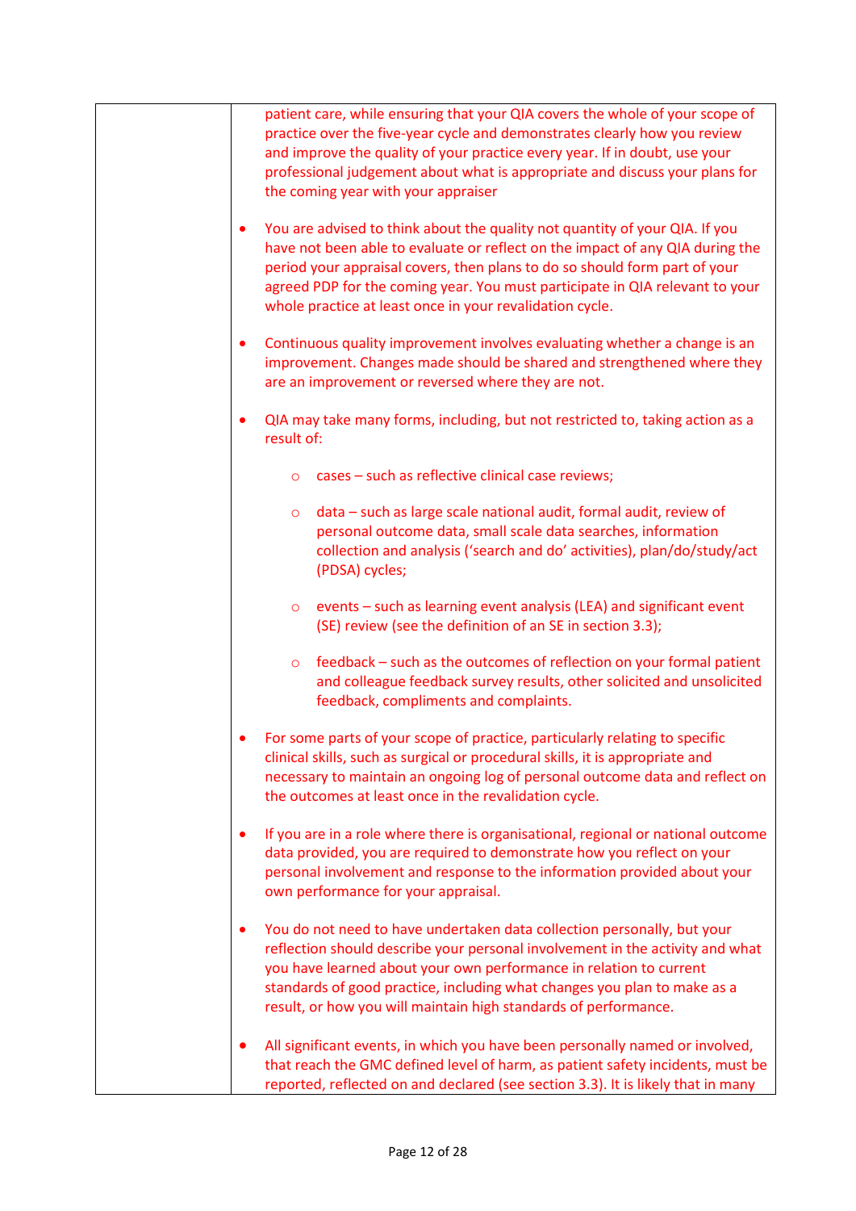| | patient care, while ensuring that your QIA covers the whole of your scope of practice over the five-year cycle and demonstrates clearly how you review and improve the quality of your practice every year. If in doubt, use your professional judgement about what is appropriate and discuss your plans for the coming year with your appraiser<br><br>• You are advised to think about the quality not quantity of your QIA. If you have not been able to evaluate or reflect on the impact of any QIA during the period your appraisal covers, then plans to do so should form part of your agreed PDP for the coming year. You must participate in QIA relevant to your whole practice at least once in your revalidation cycle.<br><br>• Continuous quality improvement involves evaluating whether a change is an improvement. Changes made should be shared and strengthened where they are an improvement or reversed where they are not.<br><br>• QIA may take many forms, including, but not restricted to, taking action as a result of:<br>&nbsp;&nbsp;&nbsp;&nbsp;○ cases – such as reflective clinical case reviews;<br>&nbsp;&nbsp;&nbsp;&nbsp;○ data – such as large scale national audit, formal audit, review of personal outcome data, small scale data searches, information collection and analysis ('search and do' activities), plan/do/study/act (PDSA) cycles;<br>&nbsp;&nbsp;&nbsp;&nbsp;○ events – such as learning event analysis (LEA) and significant event (SE) review (see the definition of an SE in section 3.3);<br>&nbsp;&nbsp;&nbsp;&nbsp;○ feedback – such as the outcomes of reflection on your formal patient and colleague feedback survey results, other solicited and unsolicited feedback, compliments and complaints.<br><br>• For some parts of your scope of practice, particularly relating to specific clinical skills, such as surgical or procedural skills, it is appropriate and necessary to maintain an ongoing log of personal outcome data and reflect on the outcomes at least once in the revalidation cycle.<br><br>• If you are in a role where there is organisational, regional or national outcome data provided, you are required to demonstrate how you reflect on your personal involvement and response to the information provided about your own performance for your appraisal.<br><br>• You do not need to have undertaken data collection personally, but your reflection should describe your personal involvement in the activity and what you have learned about your own performance in relation to current standards of good practice, including what changes you plan to make as a result, or how you will maintain high standards of performance.<br><br>• All significant events, in which you have been personally named or involved, that reach the GMC defined level of harm, as patient safety incidents, must be reported, reflected on and declared (see section 3.3). It is likely that in many |
|---|---|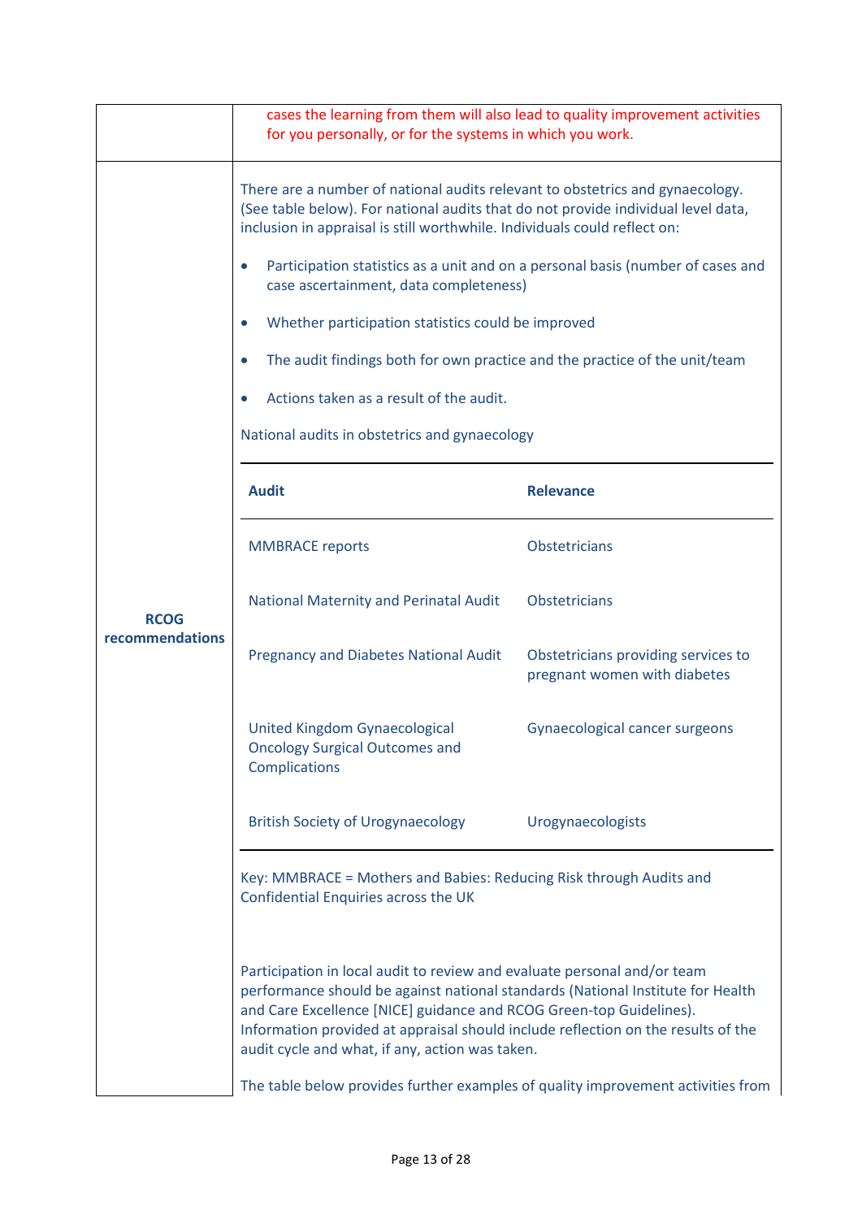cases the learning from them will also lead to quality improvement activities for you personally, or for the systems in which you work.

**RCOG recommendations**

There are a number of national audits relevant to obstetrics and gynaecology. (See table below). For national audits that do not provide individual level data, inclusion in appraisal is still worthwhile. Individuals could reflect on:

- Participation statistics as a unit and on a personal basis (number of cases and case ascertainment, data completeness)
- Whether participation statistics could be improved
- The audit findings both for own practice and the practice of the unit/team
- Actions taken as a result of the audit.

National audits in obstetrics and gynaecology

| Audit | Relevance |
|---|---|
| MMBRACE reports | Obstetricians |
| National Maternity and Perinatal Audit | Obstetricians |
| Pregnancy and Diabetes National Audit | Obstetricians providing services to pregnant women with diabetes |
| United Kingdom Gynaecological Oncology Surgical Outcomes and Complications | Gynaecological cancer surgeons |
| British Society of Urogynaecology | Urogynaecologists |

Key: MMBRACE = Mothers and Babies: Reducing Risk through Audits and Confidential Enquiries across the UK

Participation in local audit to review and evaluate personal and/or team performance should be against national standards (National Institute for Health and Care Excellence [NICE] guidance and RCOG Green-top Guidelines). Information provided at appraisal should include reflection on the results of the audit cycle and what, if any, action was taken.

The table below provides further examples of quality improvement activities from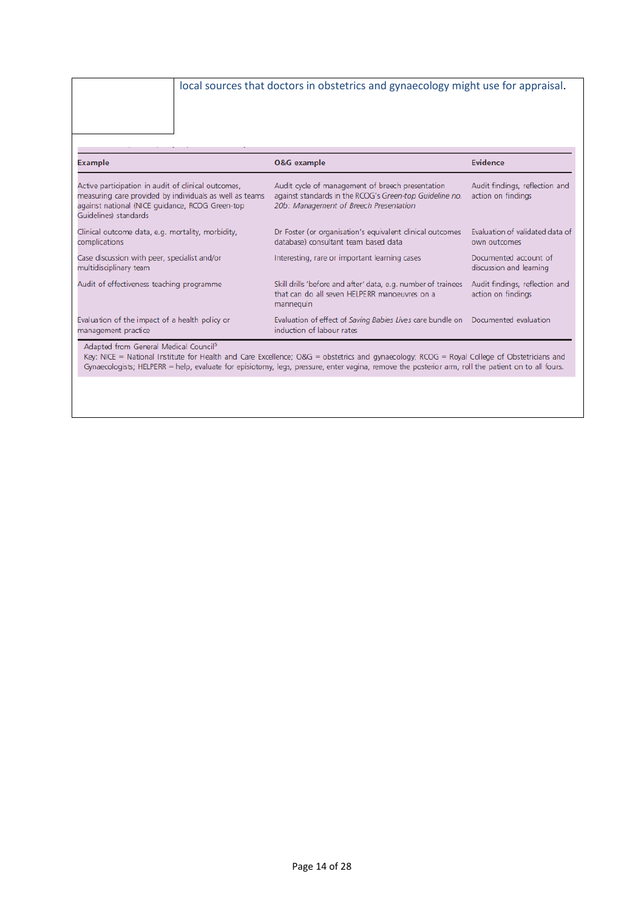local sources that doctors in obstetrics and gynaecology might use for appraisal.

| Example | O&G example | Evidence |
|---|---|---|
| Active participation in audit of clinical outcomes, measuring care provided by individuals as well as teams against national (NICE guidance, RCOG Green-top Guidelines) standards | Audit cycle of management of breech presentation against standards in the RCOG's *Green-top Guideline no. 20b: Management of Breech Presentation* | Audit findings, reflection and action on findings |
| Clinical outcome data, e.g. mortality, morbidity, complications | Dr Foster (or organisation's equivalent clinical outcomes database) consultant team based data | Evaluation of validated data of own outcomes |
| Case discussion with peer, specialist and/or multidisciplinary team | Interesting, rare or important learning cases | Documented account of discussion and learning |
| Audit of effectiveness teaching programme | Skill drills 'before and after' data, e.g. number of trainees that can do all seven HELPERR manoeuvres on a mannequin | Audit findings, reflection and action on findings |
| Evaluation of the impact of a health policy or management practice | Evaluation of effect of *Saving Babies Lives* care bundle on induction of labour rates | Documented evaluation |

Adapted from General Medical Council[5]

Key: NICE = National Institute for Health and Care Excellence; O&G = obstetrics and gynaecology; RCOG = Royal College of Obstetricians and Gynaecologists; HELPERR = help, evaluate for episiotomy, legs, pressure, enter vagina, remove the posterior arm, roll the patient on to all fours.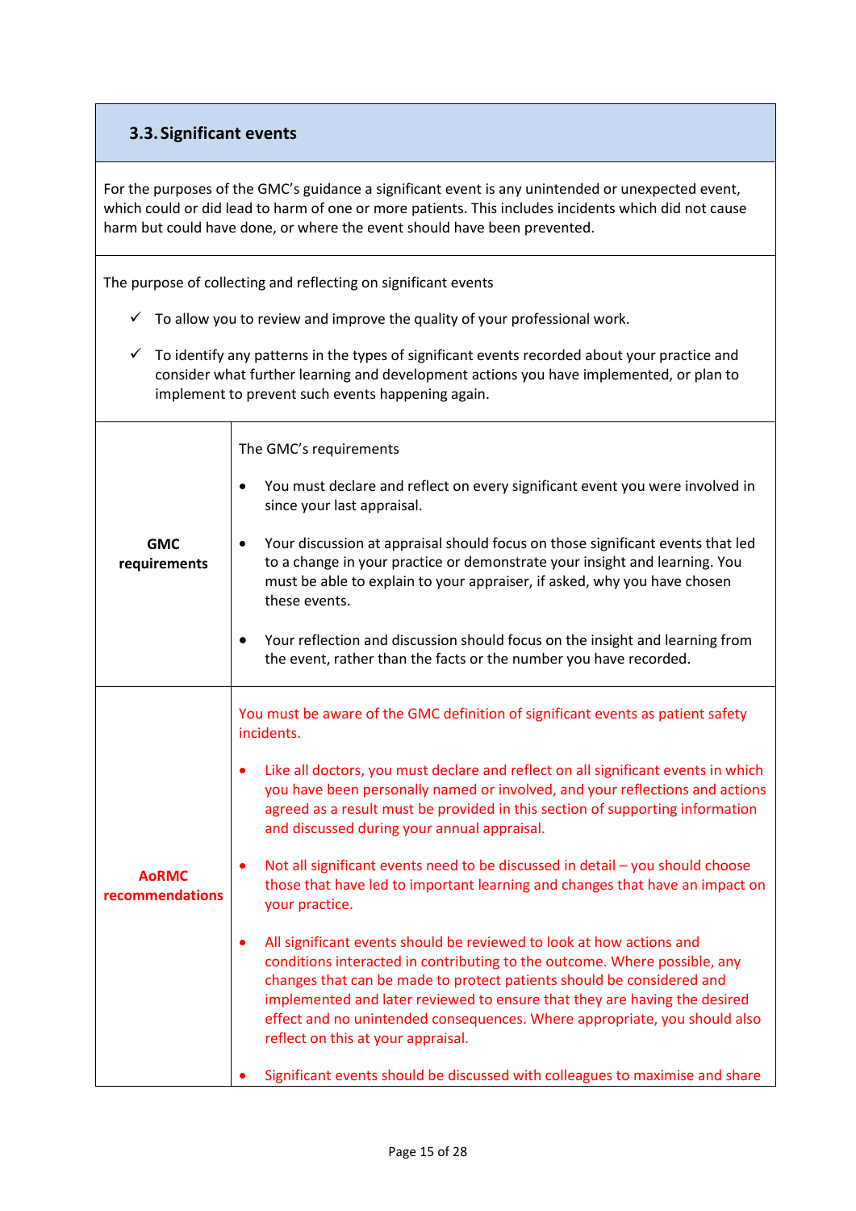### 3.3. Significant events

For the purposes of the GMC's guidance a significant event is any unintended or unexpected event, which could or did lead to harm of one or more patients. This includes incidents which did not cause harm but could have done, or where the event should have been prevented.

The purpose of collecting and reflecting on significant events

- ✓ To allow you to review and improve the quality of your professional work.
- ✓ To identify any patterns in the types of significant events recorded about your practice and consider what further learning and development actions you have implemented, or plan to implement to prevent such events happening again.

| | |
|---|---|
| **GMC requirements** | The GMC's requirements<br><br>• You must declare and reflect on every significant event you were involved in since your last appraisal.<br><br>• Your discussion at appraisal should focus on those significant events that led to a change in your practice or demonstrate your insight and learning. You must be able to explain to your appraiser, if asked, why you have chosen these events.<br><br>• Your reflection and discussion should focus on the insight and learning from the event, rather than the facts or the number you have recorded. |
| **AoRMC recommendations** | You must be aware of the GMC definition of significant events as patient safety incidents.<br><br>• Like all doctors, you must declare and reflect on all significant events in which you have been personally named or involved, and your reflections and actions agreed as a result must be provided in this section of supporting information and discussed during your annual appraisal.<br><br>• Not all significant events need to be discussed in detail – you should choose those that have led to important learning and changes that have an impact on your practice.<br><br>• All significant events should be reviewed to look at how actions and conditions interacted in contributing to the outcome. Where possible, any changes that can be made to protect patients should be considered and implemented and later reviewed to ensure that they are having the desired effect and no unintended consequences. Where appropriate, you should also reflect on this at your appraisal.<br><br>• Significant events should be discussed with colleagues to maximise and share |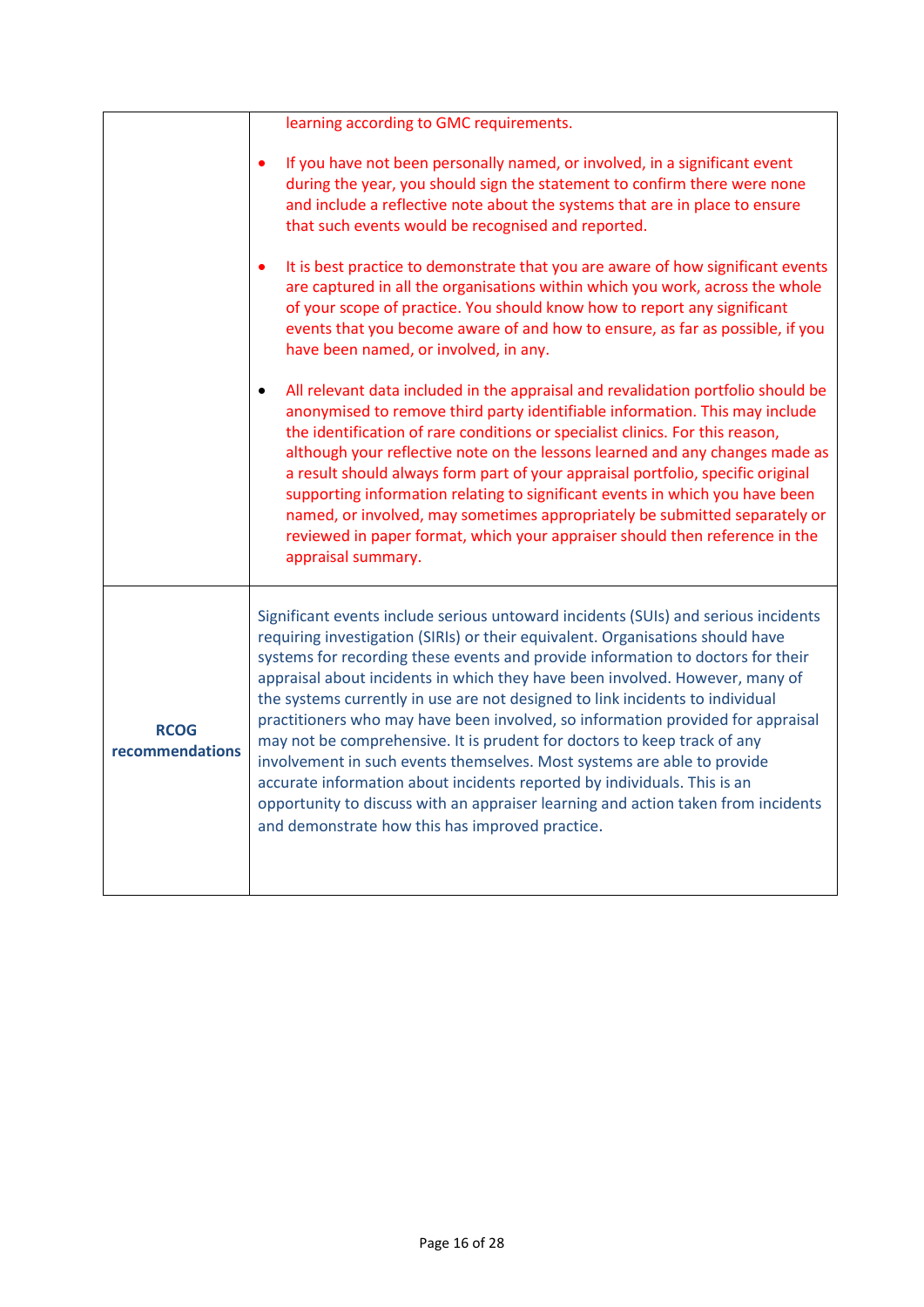| | |
|---|---|
| | learning according to GMC requirements.<br><br>• If you have not been personally named, or involved, in a significant event during the year, you should sign the statement to confirm there were none and include a reflective note about the systems that are in place to ensure that such events would be recognised and reported.<br><br>• It is best practice to demonstrate that you are aware of how significant events are captured in all the organisations within which you work, across the whole of your scope of practice. You should know how to report any significant events that you become aware of and how to ensure, as far as possible, if you have been named, or involved, in any.<br><br>• All relevant data included in the appraisal and revalidation portfolio should be anonymised to remove third party identifiable information. This may include the identification of rare conditions or specialist clinics. For this reason, although your reflective note on the lessons learned and any changes made as a result should always form part of your appraisal portfolio, specific original supporting information relating to significant events in which you have been named, or involved, may sometimes appropriately be submitted separately or reviewed in paper format, which your appraiser should then reference in the appraisal summary. |
| **RCOG recommendations** | Significant events include serious untoward incidents (SUIs) and serious incidents requiring investigation (SIRIs) or their equivalent. Organisations should have systems for recording these events and provide information to doctors for their appraisal about incidents in which they have been involved. However, many of the systems currently in use are not designed to link incidents to individual practitioners who may have been involved, so information provided for appraisal may not be comprehensive. It is prudent for doctors to keep track of any involvement in such events themselves. Most systems are able to provide accurate information about incidents reported by individuals. This is an opportunity to discuss with an appraiser learning and action taken from incidents and demonstrate how this has improved practice. |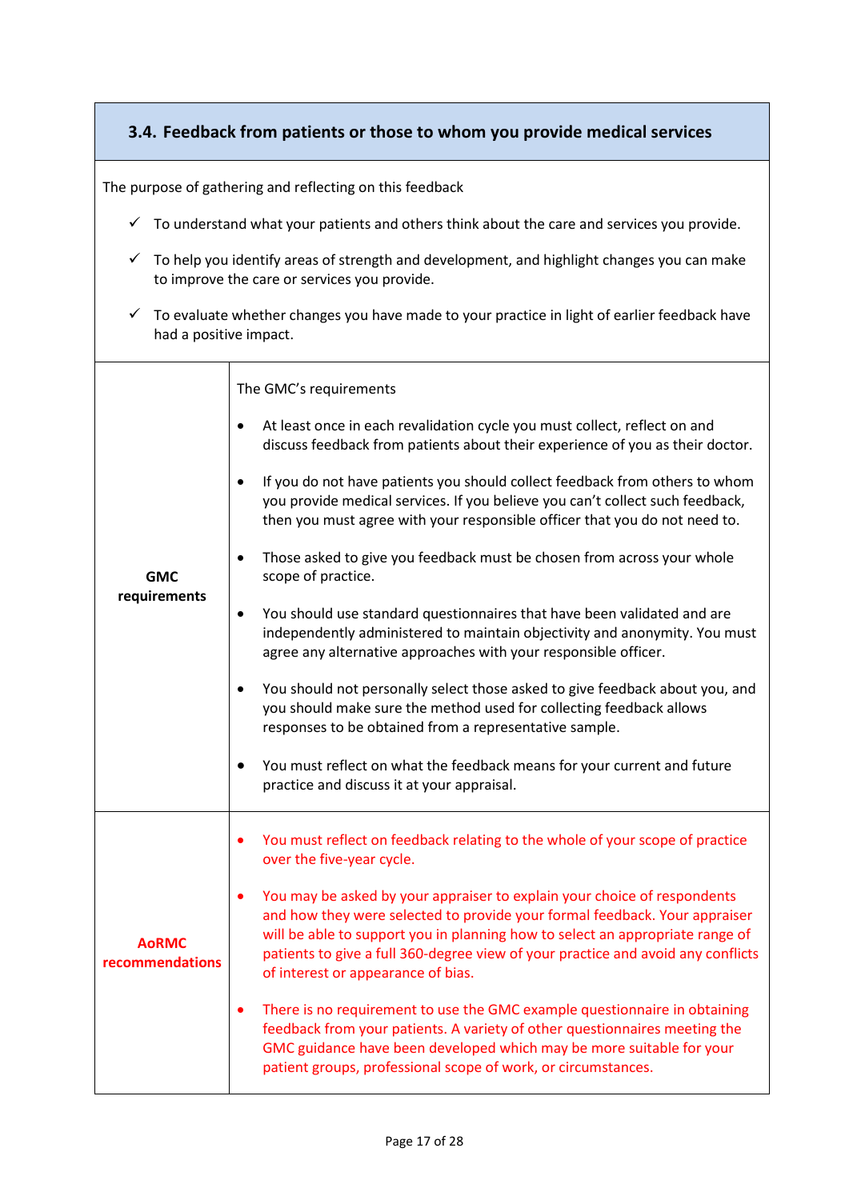## 3.4. Feedback from patients or those to whom you provide medical services

The purpose of gathering and reflecting on this feedback

- ✓ To understand what your patients and others think about the care and services you provide.
- ✓ To help you identify areas of strength and development, and highlight changes you can make to improve the care or services you provide.
- ✓ To evaluate whether changes you have made to your practice in light of earlier feedback have had a positive impact.

| | |
|---|---|
| **GMC requirements** | The GMC's requirements<br><br>• At least once in each revalidation cycle you must collect, reflect on and discuss feedback from patients about their experience of you as their doctor.<br><br>• If you do not have patients you should collect feedback from others to whom you provide medical services. If you believe you can't collect such feedback, then you must agree with your responsible officer that you do not need to.<br><br>• Those asked to give you feedback must be chosen from across your whole scope of practice.<br><br>• You should use standard questionnaires that have been validated and are independently administered to maintain objectivity and anonymity. You must agree any alternative approaches with your responsible officer.<br><br>• You should not personally select those asked to give feedback about you, and you should make sure the method used for collecting feedback allows responses to be obtained from a representative sample.<br><br>• You must reflect on what the feedback means for your current and future practice and discuss it at your appraisal. |
| **AoRMC recommendations** | • You must reflect on feedback relating to the whole of your scope of practice over the five-year cycle.<br><br>• You may be asked by your appraiser to explain your choice of respondents and how they were selected to provide your formal feedback. Your appraiser will be able to support you in planning how to select an appropriate range of patients to give a full 360-degree view of your practice and avoid any conflicts of interest or appearance of bias.<br><br>• There is no requirement to use the GMC example questionnaire in obtaining feedback from your patients. A variety of other questionnaires meeting the GMC guidance have been developed which may be more suitable for your patient groups, professional scope of work, or circumstances. |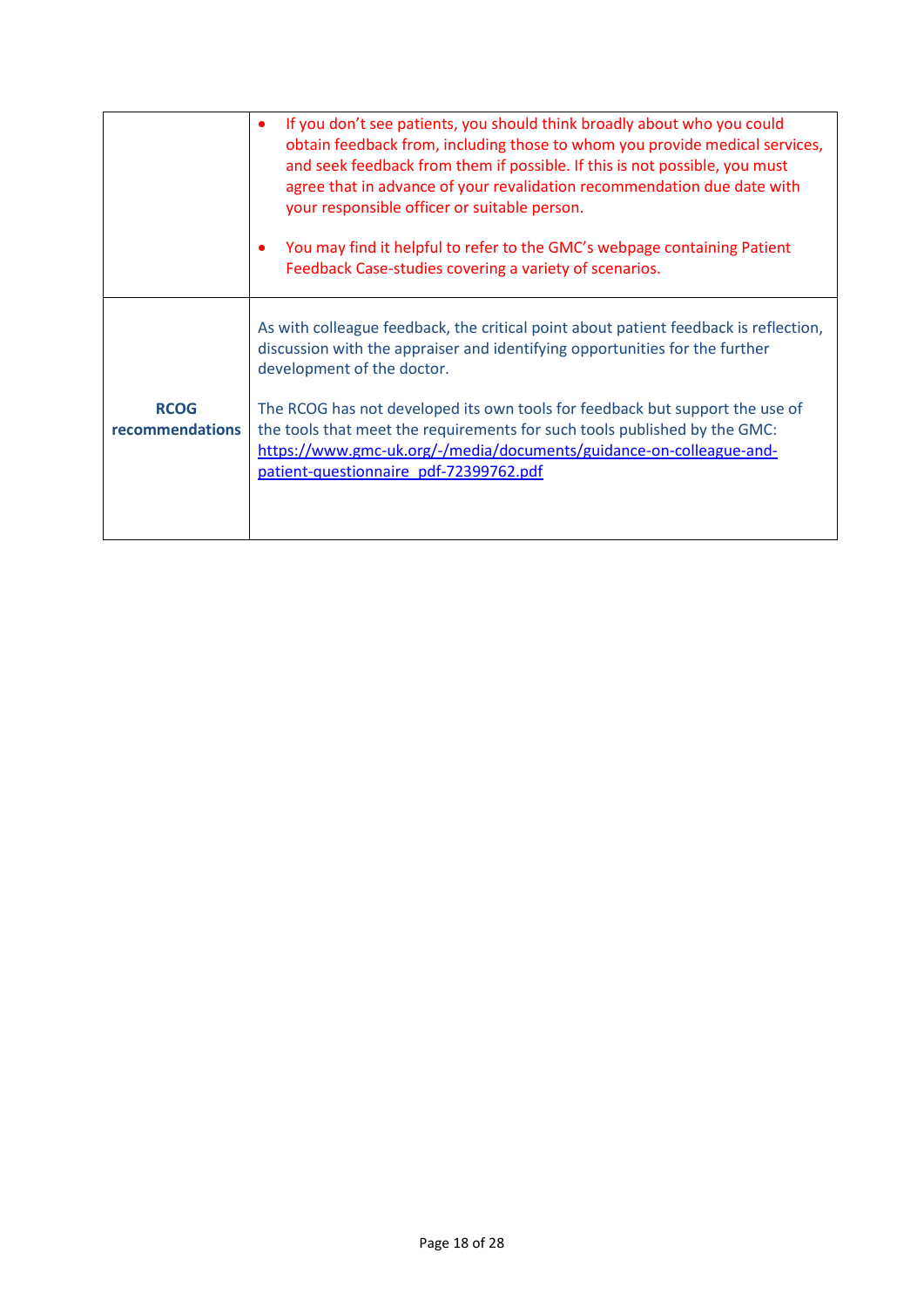| | |
|---|---|
| | • If you don't see patients, you should think broadly about who you could obtain feedback from, including those to whom you provide medical services, and seek feedback from them if possible. If this is not possible, you must agree that in advance of your revalidation recommendation due date with your responsible officer or suitable person.<br><br>• You may find it helpful to refer to the GMC's webpage containing Patient Feedback Case-studies covering a variety of scenarios. |
| **RCOG recommendations** | As with colleague feedback, the critical point about patient feedback is reflection, discussion with the appraiser and identifying opportunities for the further development of the doctor.<br><br>The RCOG has not developed its own tools for feedback but support the use of the tools that meet the requirements for such tools published by the GMC: [https://www.gmc-uk.org/-/media/documents/guidance-on-colleague-and-patient-questionnaire_pdf-72399762.pdf](https://www.gmc-uk.org/-/media/documents/guidance-on-colleague-and-patient-questionnaire_pdf-72399762.pdf) |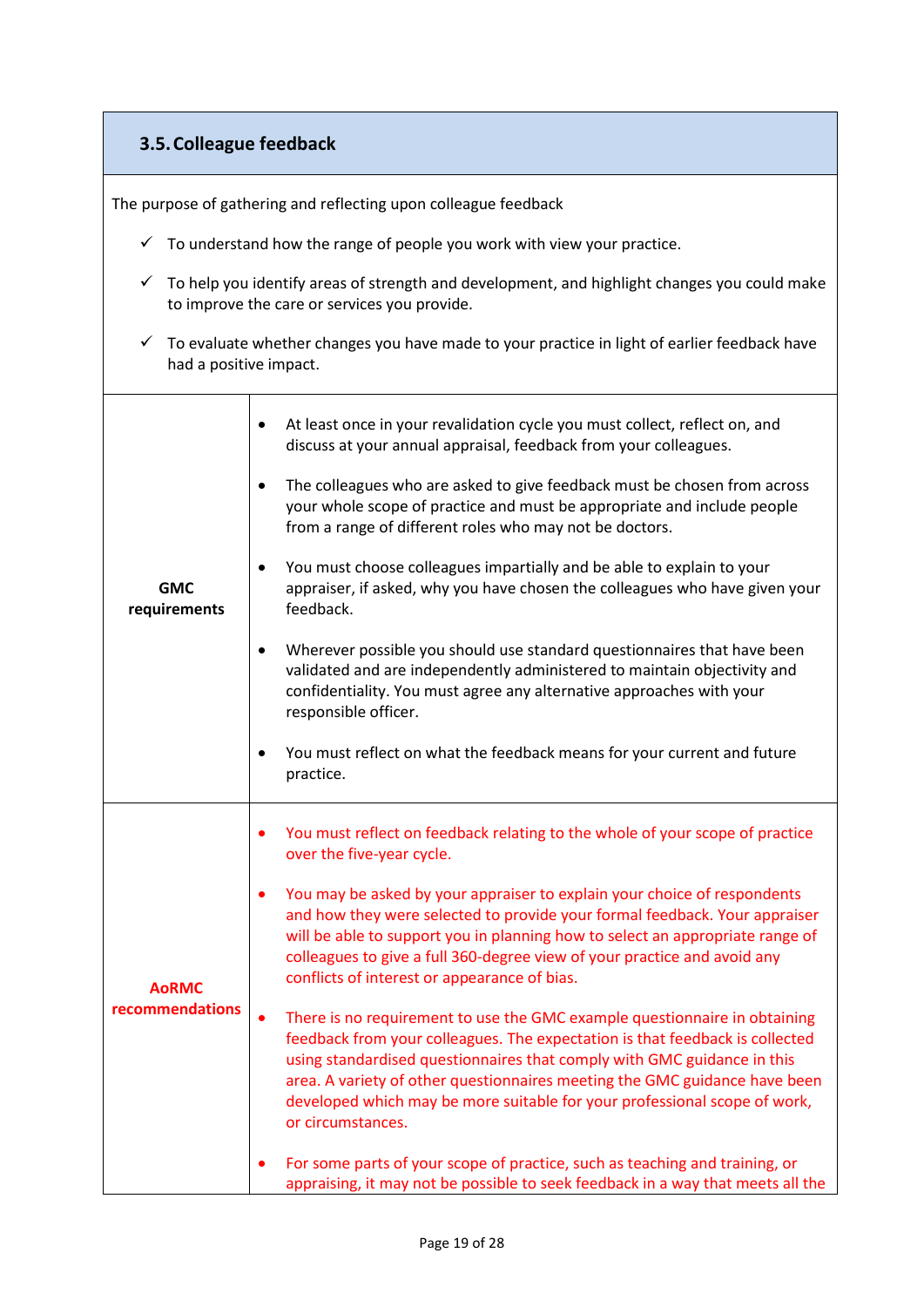## 3.5. Colleague feedback

The purpose of gathering and reflecting upon colleague feedback

- ✓ To understand how the range of people you work with view your practice.
- ✓ To help you identify areas of strength and development, and highlight changes you could make to improve the care or services you provide.
- ✓ To evaluate whether changes you have made to your practice in light of earlier feedback have had a positive impact.

| | |
|---|---|
| **GMC requirements** | • At least once in your revalidation cycle you must collect, reflect on, and discuss at your annual appraisal, feedback from your colleagues.<br><br>• The colleagues who are asked to give feedback must be chosen from across your whole scope of practice and must be appropriate and include people from a range of different roles who may not be doctors.<br><br>• You must choose colleagues impartially and be able to explain to your appraiser, if asked, why you have chosen the colleagues who have given your feedback.<br><br>• Wherever possible you should use standard questionnaires that have been validated and are independently administered to maintain objectivity and confidentiality. You must agree any alternative approaches with your responsible officer.<br><br>• You must reflect on what the feedback means for your current and future practice. |
| **AoRMC recommendations** | • You must reflect on feedback relating to the whole of your scope of practice over the five-year cycle.<br><br>• You may be asked by your appraiser to explain your choice of respondents and how they were selected to provide your formal feedback. Your appraiser will be able to support you in planning how to select an appropriate range of colleagues to give a full 360-degree view of your practice and avoid any conflicts of interest or appearance of bias.<br><br>• There is no requirement to use the GMC example questionnaire in obtaining feedback from your colleagues. The expectation is that feedback is collected using standardised questionnaires that comply with GMC guidance in this area. A variety of other questionnaires meeting the GMC guidance have been developed which may be more suitable for your professional scope of work, or circumstances.<br><br>• For some parts of your scope of practice, such as teaching and training, or appraising, it may not be possible to seek feedback in a way that meets all the |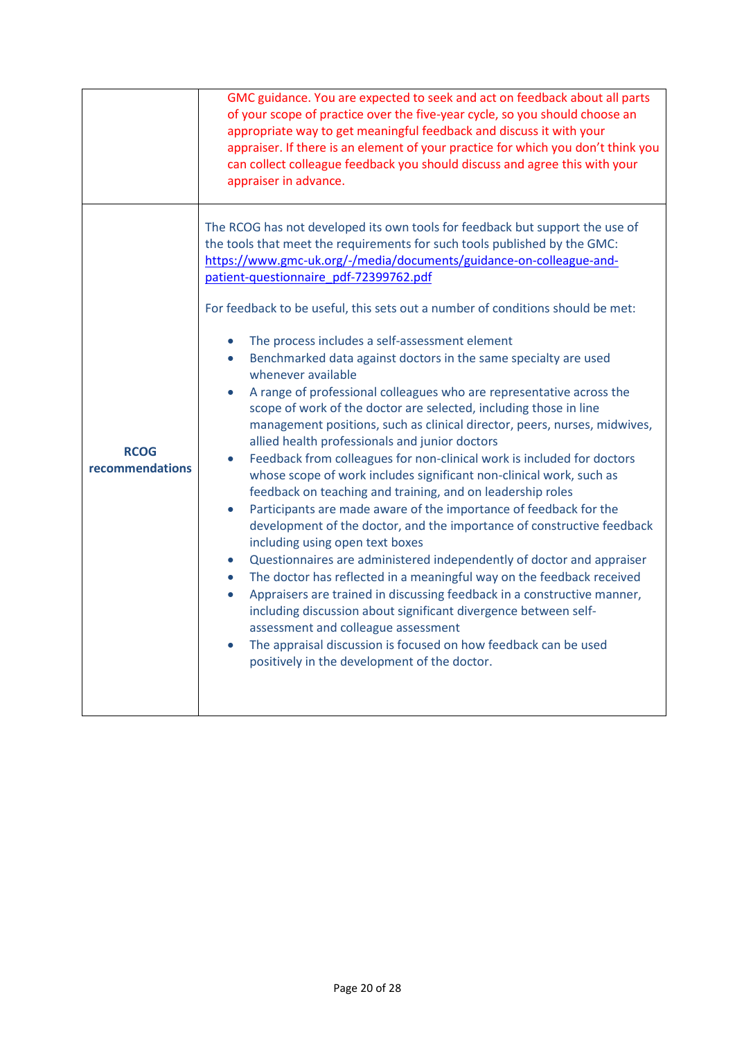| | |
|---|---|
| | GMC guidance. You are expected to seek and act on feedback about all parts of your scope of practice over the five-year cycle, so you should choose an appropriate way to get meaningful feedback and discuss it with your appraiser. If there is an element of your practice for which you don't think you can collect colleague feedback you should discuss and agree this with your appraiser in advance. |
| **RCOG recommendations** | The RCOG has not developed its own tools for feedback but support the use of the tools that meet the requirements for such tools published by the GMC: [https://www.gmc-uk.org/-/media/documents/guidance-on-colleague-and-patient-questionnaire_pdf-72399762.pdf](https://www.gmc-uk.org/-/media/documents/guidance-on-colleague-and-patient-questionnaire_pdf-72399762.pdf)<br><br>For feedback to be useful, this sets out a number of conditions should be met:<br><br>• The process includes a self-assessment element<br>• Benchmarked data against doctors in the same specialty are used whenever available<br>• A range of professional colleagues who are representative across the scope of work of the doctor are selected, including those in line management positions, such as clinical director, peers, nurses, midwives, allied health professionals and junior doctors<br>• Feedback from colleagues for non-clinical work is included for doctors whose scope of work includes significant non-clinical work, such as feedback on teaching and training, and on leadership roles<br>• Participants are made aware of the importance of feedback for the development of the doctor, and the importance of constructive feedback including using open text boxes<br>• Questionnaires are administered independently of doctor and appraiser<br>• The doctor has reflected in a meaningful way on the feedback received<br>• Appraisers are trained in discussing feedback in a constructive manner, including discussion about significant divergence between self-assessment and colleague assessment<br>• The appraisal discussion is focused on how feedback can be used positively in the development of the doctor. |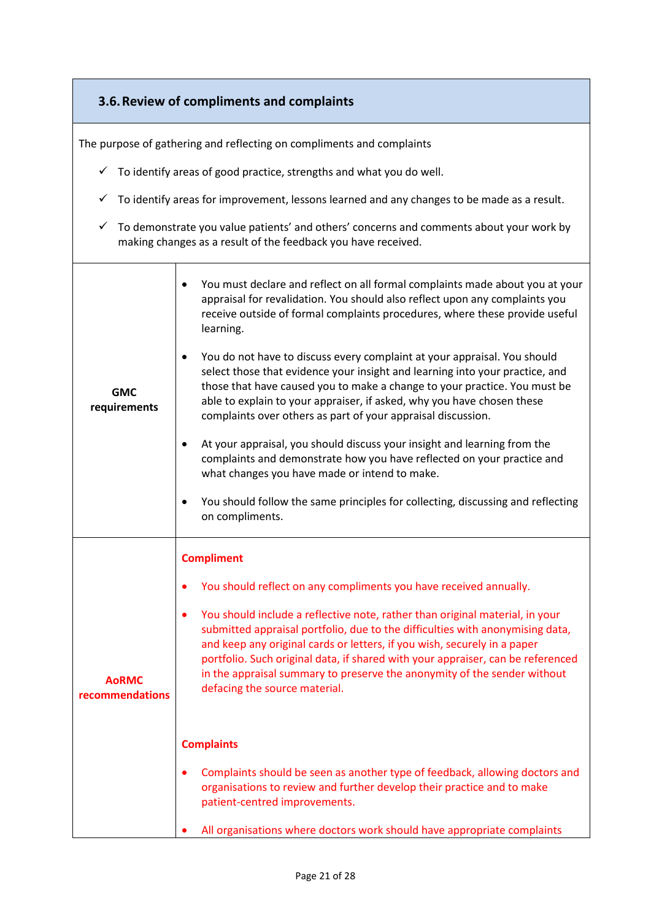### 3.6. Review of compliments and complaints

The purpose of gathering and reflecting on compliments and complaints

- ✓ To identify areas of good practice, strengths and what you do well.
- ✓ To identify areas for improvement, lessons learned and any changes to be made as a result.
- ✓ To demonstrate you value patients' and others' concerns and comments about your work by making changes as a result of the feedback you have received.

| | |
|---|---|
| **GMC requirements** | • You must declare and reflect on all formal complaints made about you at your appraisal for revalidation. You should also reflect upon any complaints you receive outside of formal complaints procedures, where these provide useful learning.<br><br>• You do not have to discuss every complaint at your appraisal. You should select those that evidence your insight and learning into your practice, and those that have caused you to make a change to your practice. You must be able to explain to your appraiser, if asked, why you have chosen these complaints over others as part of your appraisal discussion.<br><br>• At your appraisal, you should discuss your insight and learning from the complaints and demonstrate how you have reflected on your practice and what changes you have made or intend to make.<br><br>• You should follow the same principles for collecting, discussing and reflecting on compliments. |
| **AoRMC recommendations** | **Compliment**<br><br>• You should reflect on any compliments you have received annually.<br><br>• You should include a reflective note, rather than original material, in your submitted appraisal portfolio, due to the difficulties with anonymising data, and keep any original cards or letters, if you wish, securely in a paper portfolio. Such original data, if shared with your appraiser, can be referenced in the appraisal summary to preserve the anonymity of the sender without defacing the source material.<br><br>**Complaints**<br><br>• Complaints should be seen as another type of feedback, allowing doctors and organisations to review and further develop their practice and to make patient-centred improvements.<br><br>• All organisations where doctors work should have appropriate complaints |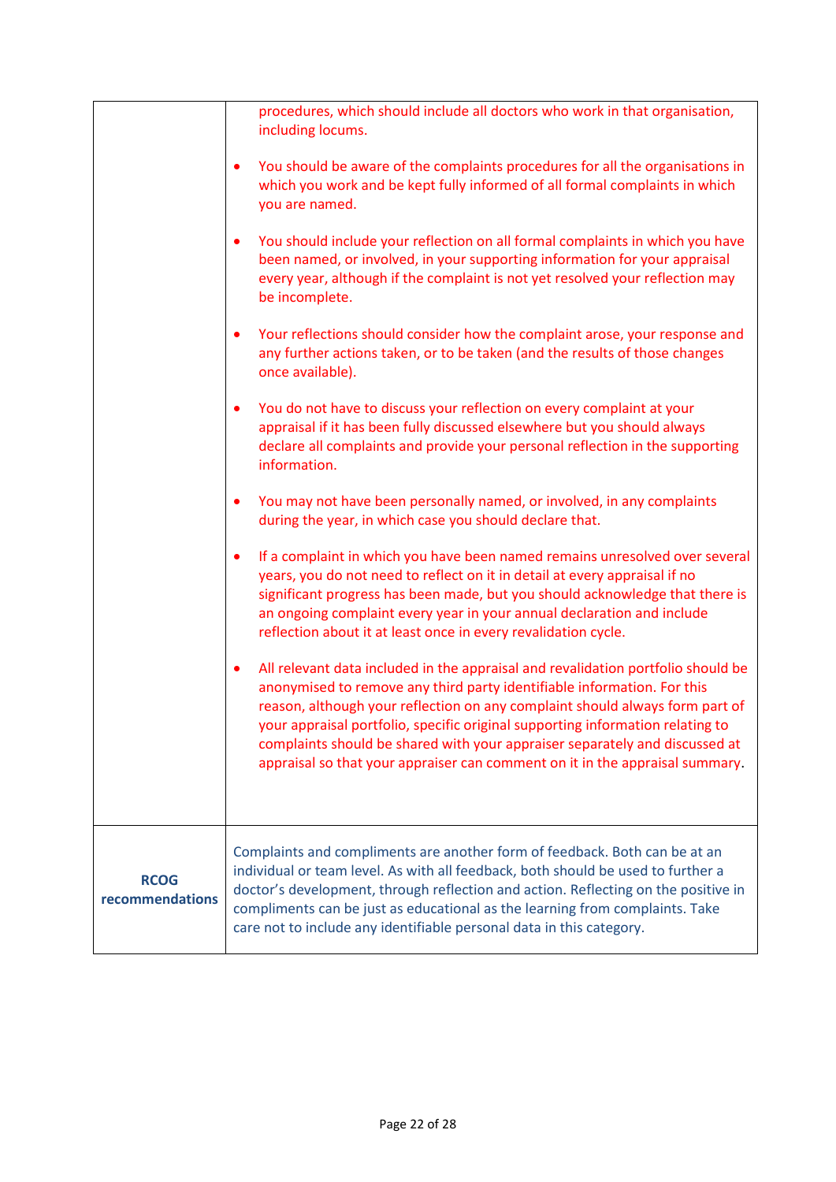| | |
|---|---|
| | procedures, which should include all doctors who work in that organisation, including locums.<br><br>• You should be aware of the complaints procedures for all the organisations in which you work and be kept fully informed of all formal complaints in which you are named.<br><br>• You should include your reflection on all formal complaints in which you have been named, or involved, in your supporting information for your appraisal every year, although if the complaint is not yet resolved your reflection may be incomplete.<br><br>• Your reflections should consider how the complaint arose, your response and any further actions taken, or to be taken (and the results of those changes once available).<br><br>• You do not have to discuss your reflection on every complaint at your appraisal if it has been fully discussed elsewhere but you should always declare all complaints and provide your personal reflection in the supporting information.<br><br>• You may not have been personally named, or involved, in any complaints during the year, in which case you should declare that.<br><br>• If a complaint in which you have been named remains unresolved over several years, you do not need to reflect on it in detail at every appraisal if no significant progress has been made, but you should acknowledge that there is an ongoing complaint every year in your annual declaration and include reflection about it at least once in every revalidation cycle.<br><br>• All relevant data included in the appraisal and revalidation portfolio should be anonymised to remove any third party identifiable information. For this reason, although your reflection on any complaint should always form part of your appraisal portfolio, specific original supporting information relating to complaints should be shared with your appraiser separately and discussed at appraisal so that your appraiser can comment on it in the appraisal summary. |
| **RCOG recommendations** | Complaints and compliments are another form of feedback. Both can be at an individual or team level. As with all feedback, both should be used to further a doctor's development, through reflection and action. Reflecting on the positive in compliments can be just as educational as the learning from complaints. Take care not to include any identifiable personal data in this category. |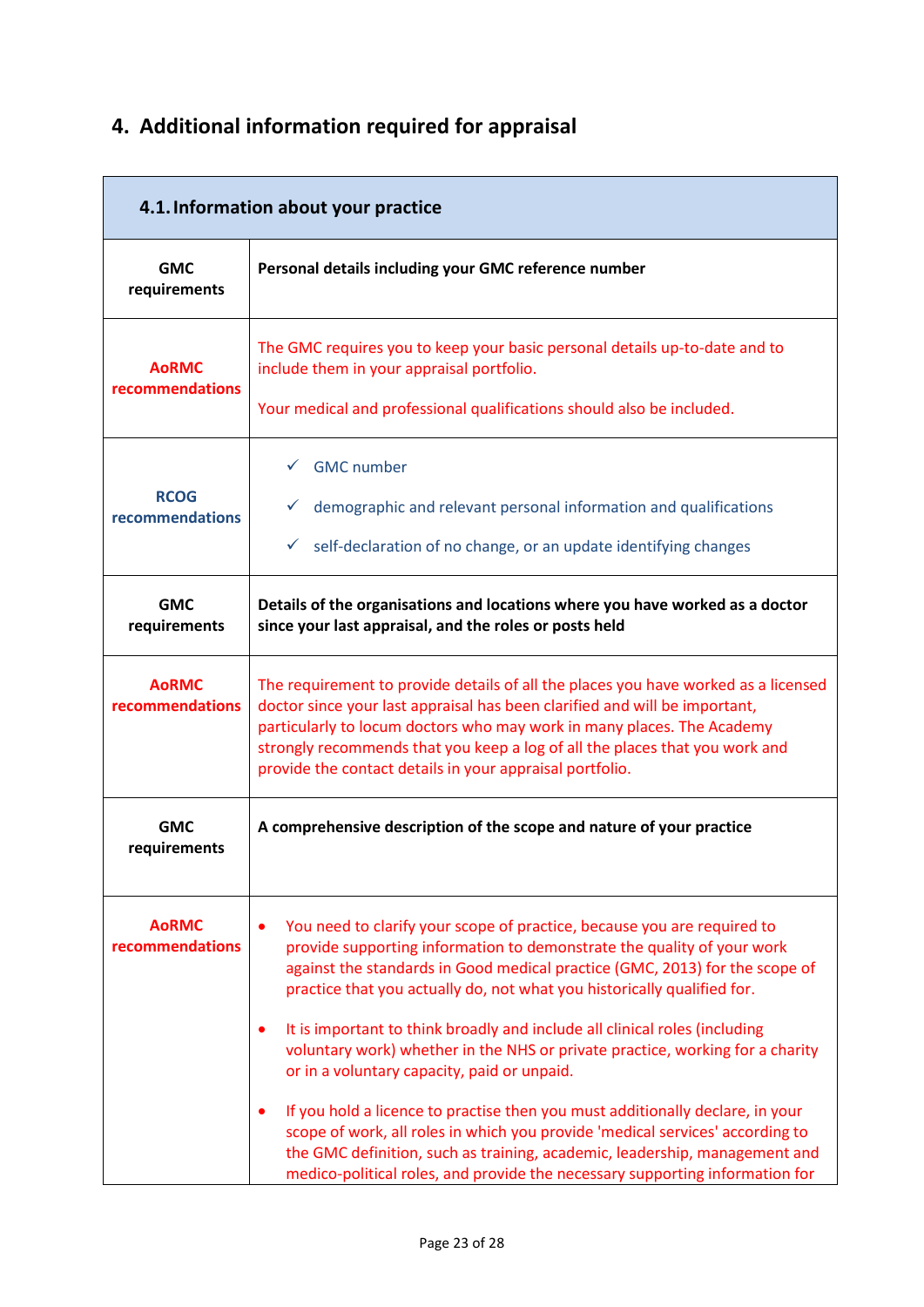## 4. Additional information required for appraisal

| 4.1. Information about your practice | |
|---|---|
| **GMC requirements** | **Personal details including your GMC reference number** |
| **AoRMC recommendations** | The GMC requires you to keep your basic personal details up-to-date and to include them in your appraisal portfolio.<br><br>Your medical and professional qualifications should also be included. |
| **RCOG recommendations** | ✓ GMC number<br>✓ demographic and relevant personal information and qualifications<br>✓ self-declaration of no change, or an update identifying changes |
| **GMC requirements** | **Details of the organisations and locations where you have worked as a doctor since your last appraisal, and the roles or posts held** |
| **AoRMC recommendations** | The requirement to provide details of all the places you have worked as a licensed doctor since your last appraisal has been clarified and will be important, particularly to locum doctors who may work in many places. The Academy strongly recommends that you keep a log of all the places that you work and provide the contact details in your appraisal portfolio. |
| **GMC requirements** | **A comprehensive description of the scope and nature of your practice** |
| **AoRMC recommendations** | • You need to clarify your scope of practice, because you are required to provide supporting information to demonstrate the quality of your work against the standards in Good medical practice (GMC, 2013) for the scope of practice that you actually do, not what you historically qualified for.<br><br>• It is important to think broadly and include all clinical roles (including voluntary work) whether in the NHS or private practice, working for a charity or in a voluntary capacity, paid or unpaid.<br><br>• If you hold a licence to practise then you must additionally declare, in your scope of work, all roles in which you provide 'medical services' according to the GMC definition, such as training, academic, leadership, management and medico-political roles, and provide the necessary supporting information for |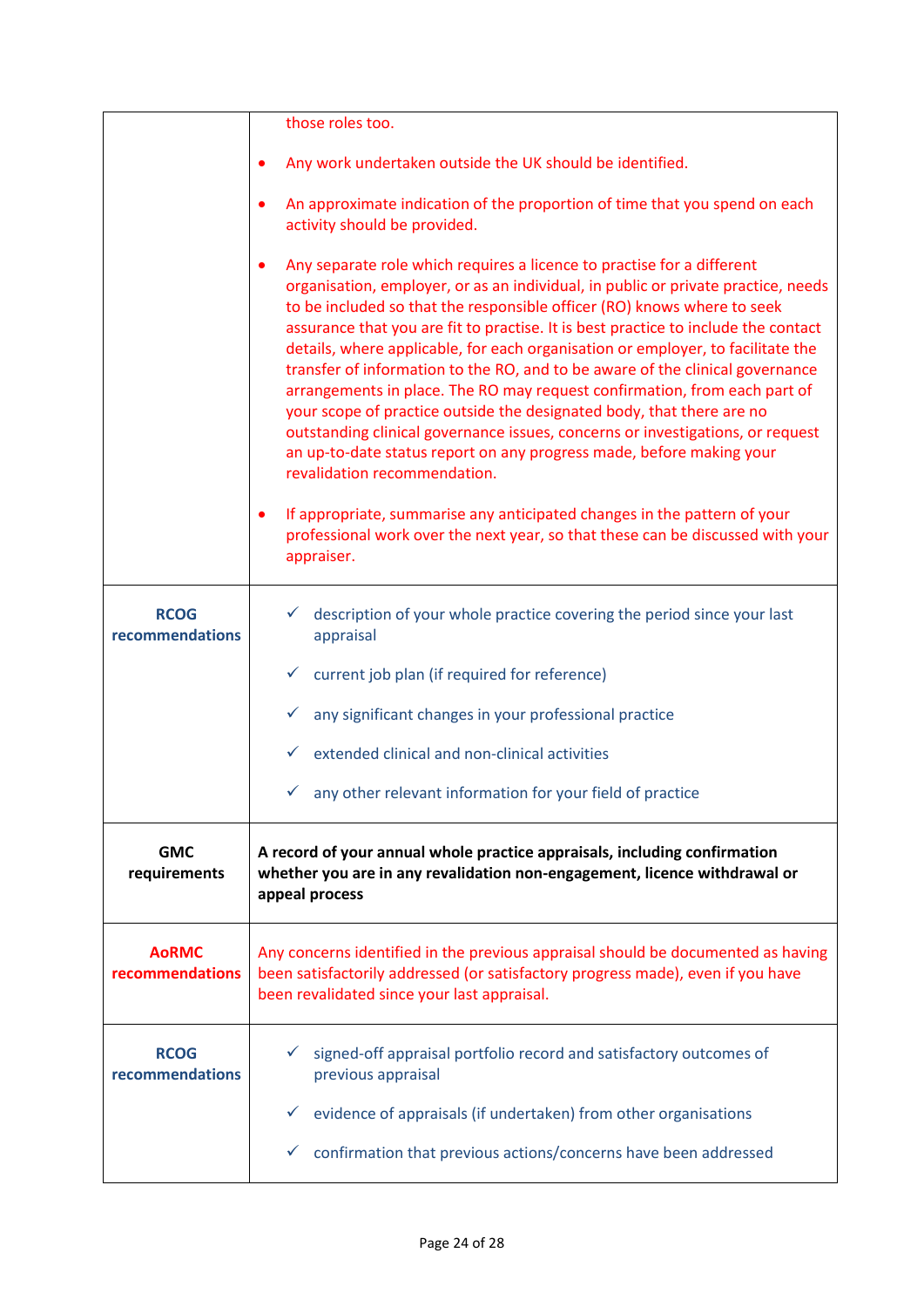| | |
|---|---|
| | those roles too.<br><br>• Any work undertaken outside the UK should be identified.<br><br>• An approximate indication of the proportion of time that you spend on each activity should be provided.<br><br>• Any separate role which requires a licence to practise for a different organisation, employer, or as an individual, in public or private practice, needs to be included so that the responsible officer (RO) knows where to seek assurance that you are fit to practise. It is best practice to include the contact details, where applicable, for each organisation or employer, to facilitate the transfer of information to the RO, and to be aware of the clinical governance arrangements in place. The RO may request confirmation, from each part of your scope of practice outside the designated body, that there are no outstanding clinical governance issues, concerns or investigations, or request an up-to-date status report on any progress made, before making your revalidation recommendation.<br><br>• If appropriate, summarise any anticipated changes in the pattern of your professional work over the next year, so that these can be discussed with your appraiser. |
| **RCOG recommendations** | ✓ description of your whole practice covering the period since your last appraisal<br><br>✓ current job plan (if required for reference)<br><br>✓ any significant changes in your professional practice<br><br>✓ extended clinical and non-clinical activities<br><br>✓ any other relevant information for your field of practice |
| **GMC requirements** | **A record of your annual whole practice appraisals, including confirmation whether you are in any revalidation non-engagement, licence withdrawal or appeal process** |
| **AoRMC recommendations** | Any concerns identified in the previous appraisal should be documented as having been satisfactorily addressed (or satisfactory progress made), even if you have been revalidated since your last appraisal. |
| **RCOG recommendations** | ✓ signed-off appraisal portfolio record and satisfactory outcomes of previous appraisal<br><br>✓ evidence of appraisals (if undertaken) from other organisations<br><br>✓ confirmation that previous actions/concerns have been addressed |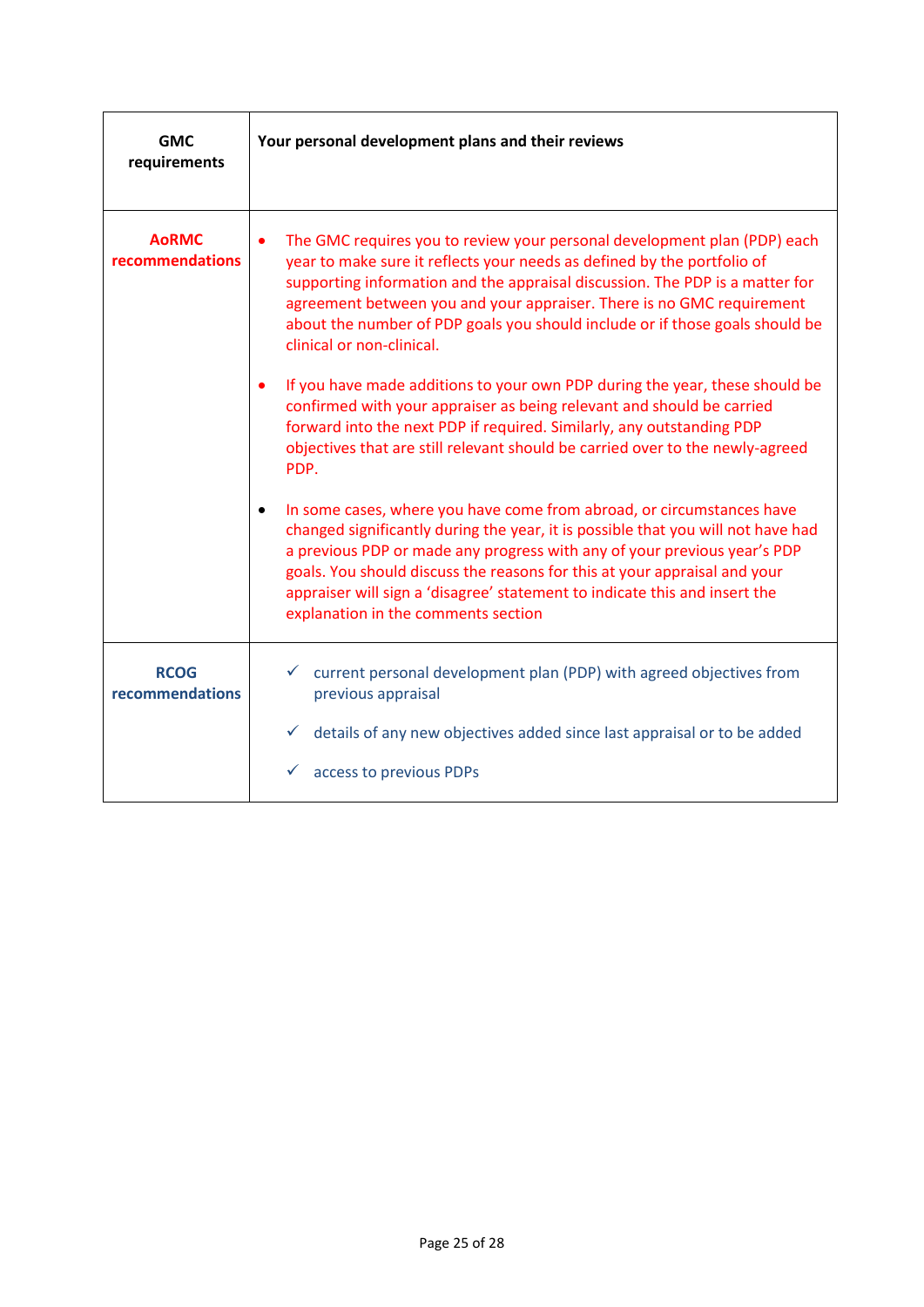| **GMC requirements** | **Your personal development plans and their reviews** |
|---|---|
| **AoRMC recommendations** | • The GMC requires you to review your personal development plan (PDP) each year to make sure it reflects your needs as defined by the portfolio of supporting information and the appraisal discussion. The PDP is a matter for agreement between you and your appraiser. There is no GMC requirement about the number of PDP goals you should include or if those goals should be clinical or non-clinical.<br><br>• If you have made additions to your own PDP during the year, these should be confirmed with your appraiser as being relevant and should be carried forward into the next PDP if required. Similarly, any outstanding PDP objectives that are still relevant should be carried over to the newly-agreed PDP.<br><br>• In some cases, where you have come from abroad, or circumstances have changed significantly during the year, it is possible that you will not have had a previous PDP or made any progress with any of your previous year's PDP goals. You should discuss the reasons for this at your appraisal and your appraiser will sign a 'disagree' statement to indicate this and insert the explanation in the comments section |
| **RCOG recommendations** | ✓ current personal development plan (PDP) with agreed objectives from previous appraisal<br><br>✓ details of any new objectives added since last appraisal or to be added<br><br>✓ access to previous PDPs |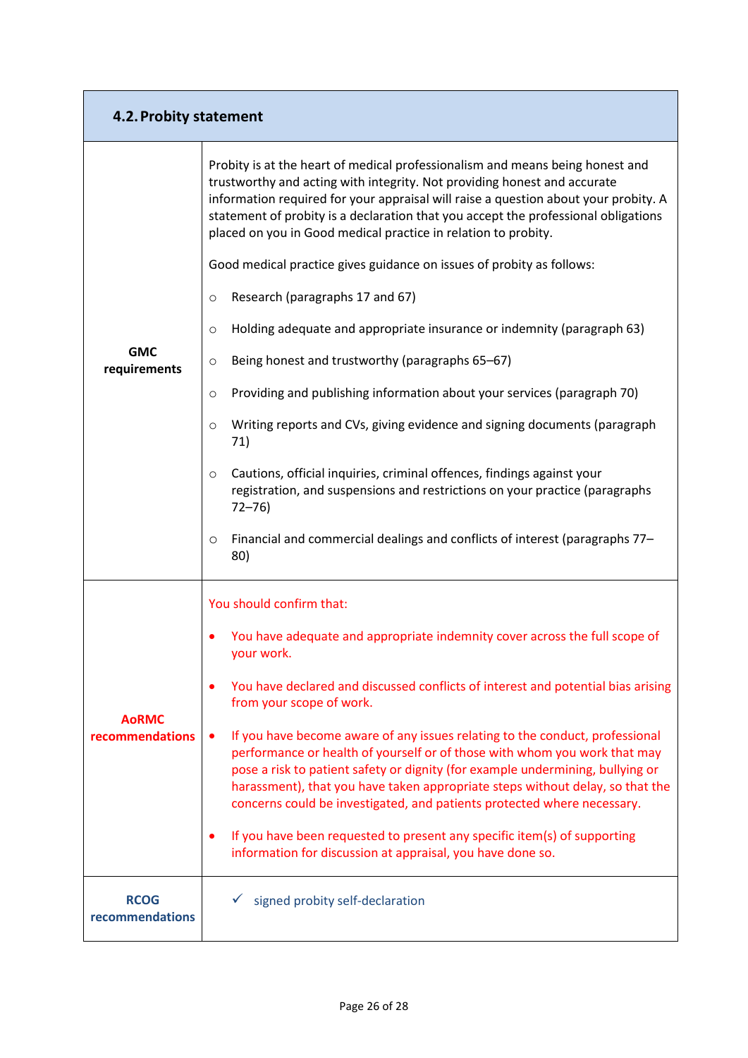| 4.2. Probity statement | |
|---|---|
| **GMC requirements** | Probity is at the heart of medical professionalism and means being honest and trustworthy and acting with integrity. Not providing honest and accurate information required for your appraisal will raise a question about your probity. A statement of probity is a declaration that you accept the professional obligations placed on you in Good medical practice in relation to probity.<br><br>Good medical practice gives guidance on issues of probity as follows:<br><br>○ Research (paragraphs 17 and 67)<br>○ Holding adequate and appropriate insurance or indemnity (paragraph 63)<br>○ Being honest and trustworthy (paragraphs 65–67)<br>○ Providing and publishing information about your services (paragraph 70)<br>○ Writing reports and CVs, giving evidence and signing documents (paragraph 71)<br>○ Cautions, official inquiries, criminal offences, findings against your registration, and suspensions and restrictions on your practice (paragraphs 72–76)<br>○ Financial and commercial dealings and conflicts of interest (paragraphs 77–80) |
| **AoRMC recommendations** | You should confirm that:<br><br>• You have adequate and appropriate indemnity cover across the full scope of your work.<br>• You have declared and discussed conflicts of interest and potential bias arising from your scope of work.<br>• If you have become aware of any issues relating to the conduct, professional performance or health of yourself or of those with whom you work that may pose a risk to patient safety or dignity (for example undermining, bullying or harassment), that you have taken appropriate steps without delay, so that the concerns could be investigated, and patients protected where necessary.<br>• If you have been requested to present any specific item(s) of supporting information for discussion at appraisal, you have done so. |
| **RCOG recommendations** | ✓ signed probity self-declaration |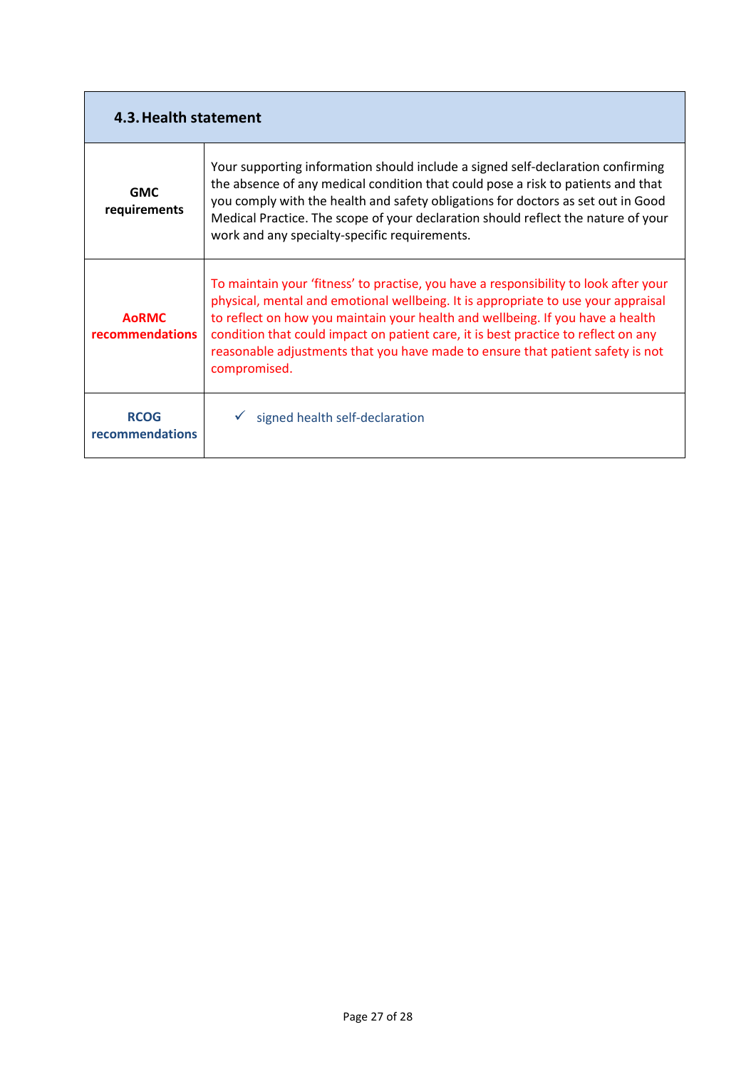| 4.3. Health statement | |
|---|---|
| **GMC requirements** | Your supporting information should include a signed self-declaration confirming the absence of any medical condition that could pose a risk to patients and that you comply with the health and safety obligations for doctors as set out in Good Medical Practice. The scope of your declaration should reflect the nature of your work and any specialty-specific requirements. |
| **AoRMC recommendations** | To maintain your 'fitness' to practise, you have a responsibility to look after your physical, mental and emotional wellbeing. It is appropriate to use your appraisal to reflect on how you maintain your health and wellbeing. If you have a health condition that could impact on patient care, it is best practice to reflect on any reasonable adjustments that you have made to ensure that patient safety is not compromised. |
| **RCOG recommendations** | ✓ signed health self-declaration |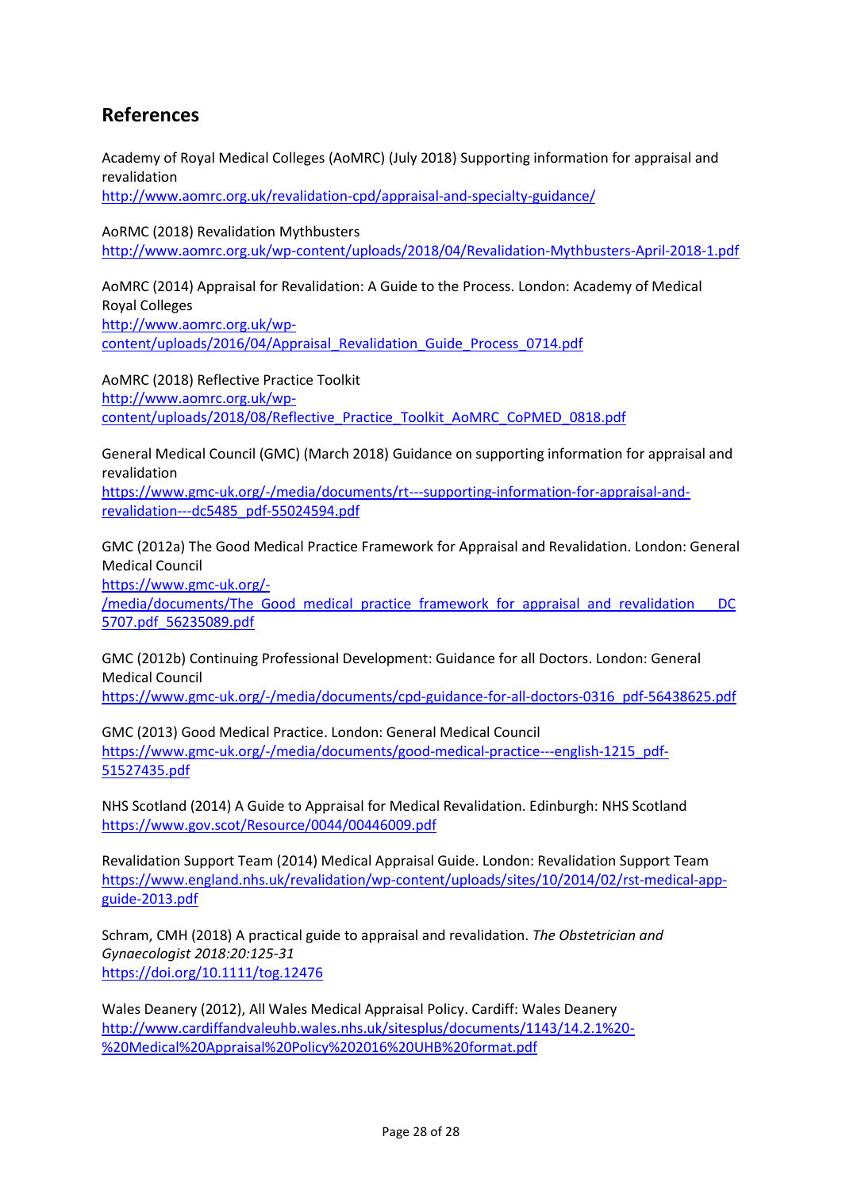## References

Academy of Royal Medical Colleges (AoMRC) (July 2018) Supporting information for appraisal and revalidation
http://www.aomrc.org.uk/revalidation-cpd/appraisal-and-specialty-guidance/

AoRMC (2018) Revalidation Mythbusters
http://www.aomrc.org.uk/wp-content/uploads/2018/04/Revalidation-Mythbusters-April-2018-1.pdf

AoMRC (2014) Appraisal for Revalidation: A Guide to the Process. London: Academy of Medical Royal Colleges
http://www.aomrc.org.uk/wp-content/uploads/2016/04/Appraisal_Revalidation_Guide_Process_0714.pdf

AoMRC (2018) Reflective Practice Toolkit
http://www.aomrc.org.uk/wp-content/uploads/2018/08/Reflective_Practice_Toolkit_AoMRC_CoPMED_0818.pdf

General Medical Council (GMC) (March 2018) Guidance on supporting information for appraisal and revalidation
https://www.gmc-uk.org/-/media/documents/rt---supporting-information-for-appraisal-and-revalidation---dc5485_pdf-55024594.pdf

GMC (2012a) The Good Medical Practice Framework for Appraisal and Revalidation. London: General Medical Council
https://www.gmc-uk.org/-/media/documents/The_Good_medical_practice_framework_for_appraisal_and_revalidation___DC5707.pdf_56235089.pdf

GMC (2012b) Continuing Professional Development: Guidance for all Doctors. London: General Medical Council
https://www.gmc-uk.org/-/media/documents/cpd-guidance-for-all-doctors-0316_pdf-56438625.pdf

GMC (2013) Good Medical Practice. London: General Medical Council
https://www.gmc-uk.org/-/media/documents/good-medical-practice---english-1215_pdf-51527435.pdf

NHS Scotland (2014) A Guide to Appraisal for Medical Revalidation. Edinburgh: NHS Scotland
https://www.gov.scot/Resource/0044/00446009.pdf

Revalidation Support Team (2014) Medical Appraisal Guide. London: Revalidation Support Team
https://www.england.nhs.uk/revalidation/wp-content/uploads/sites/10/2014/02/rst-medical-app-guide-2013.pdf

Schram, CMH (2018) A practical guide to appraisal and revalidation. *The Obstetrician and Gynaecologist 2018:20:125-31*
https://doi.org/10.1111/tog.12476

Wales Deanery (2012), All Wales Medical Appraisal Policy. Cardiff: Wales Deanery
http://www.cardiffandvaleuhb.wales.nhs.uk/sitesplus/documents/1143/14.2.1%20-%20Medical%20Appraisal%20Policy%202016%20UHB%20format.pdf